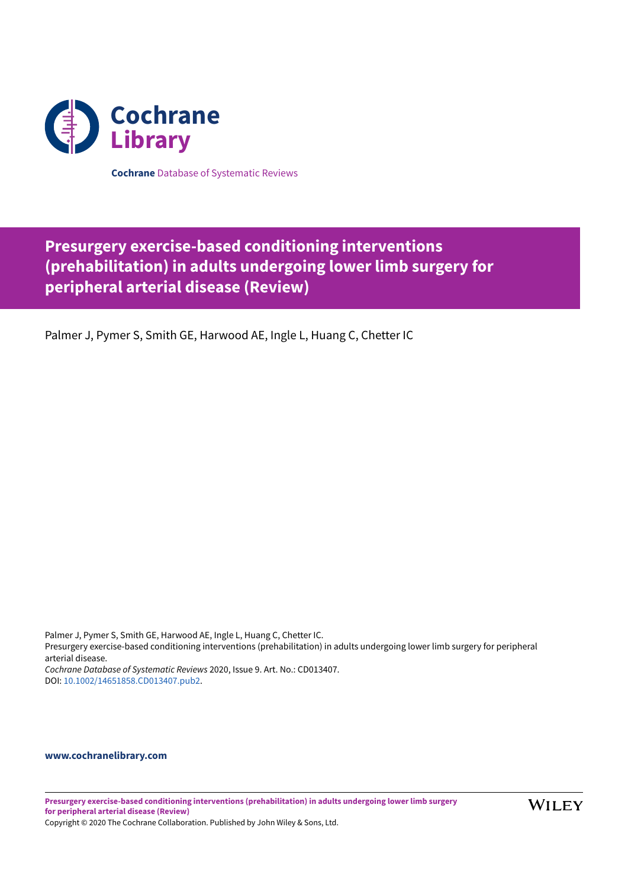Cochrane Library

**Cochrane** Database of Systematic Reviews

# Presurgery exercise-based conditioning interventions (prehabilitation) in adults undergoing lower limb surgery for peripheral arterial disease (Review)

Palmer J, Pymer S, Smith GE, Harwood AE, Ingle L, Huang C, Chetter IC

Palmer J, Pymer S, Smith GE, Harwood AE, Ingle L, Huang C, Chetter IC.
Presurgery exercise-based conditioning interventions (prehabilitation) in adults undergoing lower limb surgery for peripheral arterial disease.
*Cochrane Database of Systematic Reviews* 2020, Issue 9. Art. No.: CD013407.
DOI: 10.1002/14651858.CD013407.pub2.

**www.cochranelibrary.com**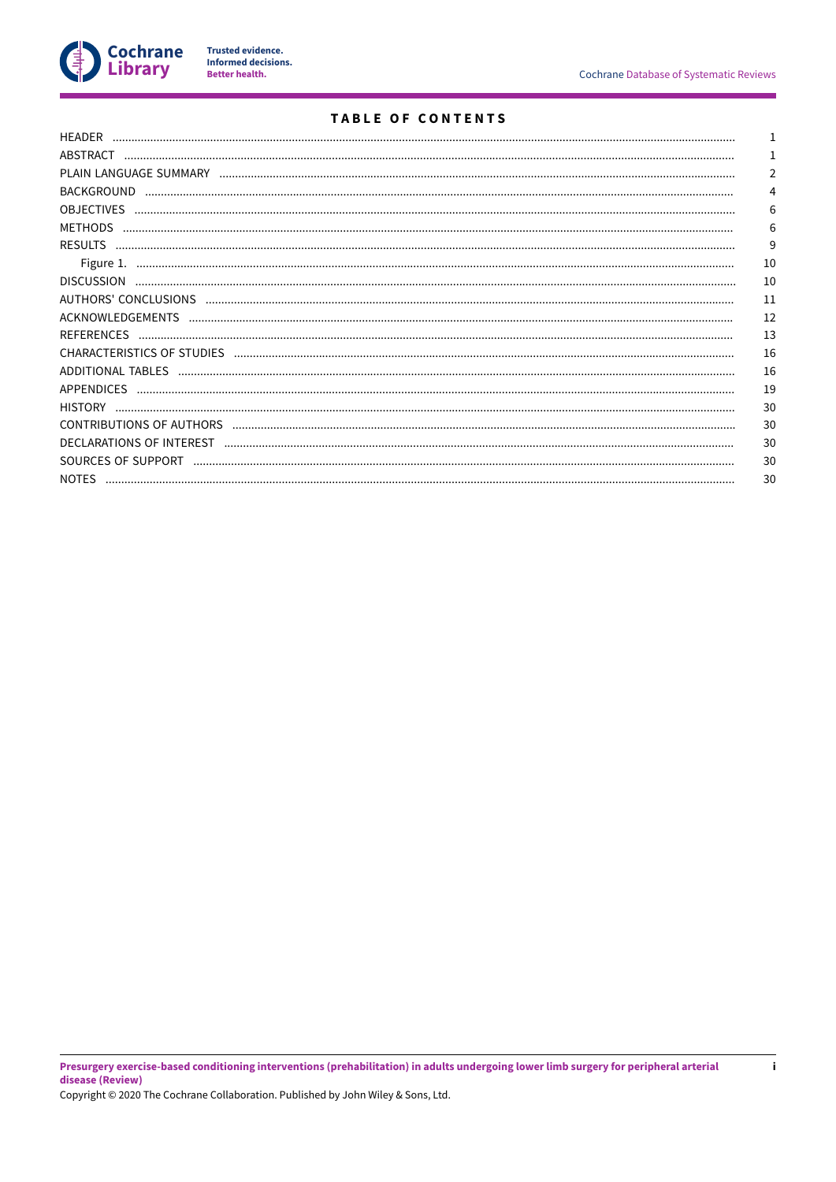# TABLE OF CONTENTS

| | |
|---|---|
| HEADER | 1 |
| ABSTRACT | 1 |
| PLAIN LANGUAGE SUMMARY | 2 |
| BACKGROUND | 4 |
| OBJECTIVES | 6 |
| METHODS | 6 |
| RESULTS | 9 |
| Figure 1. | 10 |
| DISCUSSION | 10 |
| AUTHORS' CONCLUSIONS | 11 |
| ACKNOWLEDGEMENTS | 12 |
| REFERENCES | 13 |
| CHARACTERISTICS OF STUDIES | 16 |
| ADDITIONAL TABLES | 16 |
| APPENDICES | 19 |
| HISTORY | 30 |
| CONTRIBUTIONS OF AUTHORS | 30 |
| DECLARATIONS OF INTEREST | 30 |
| SOURCES OF SUPPORT | 30 |
| NOTES | 30 |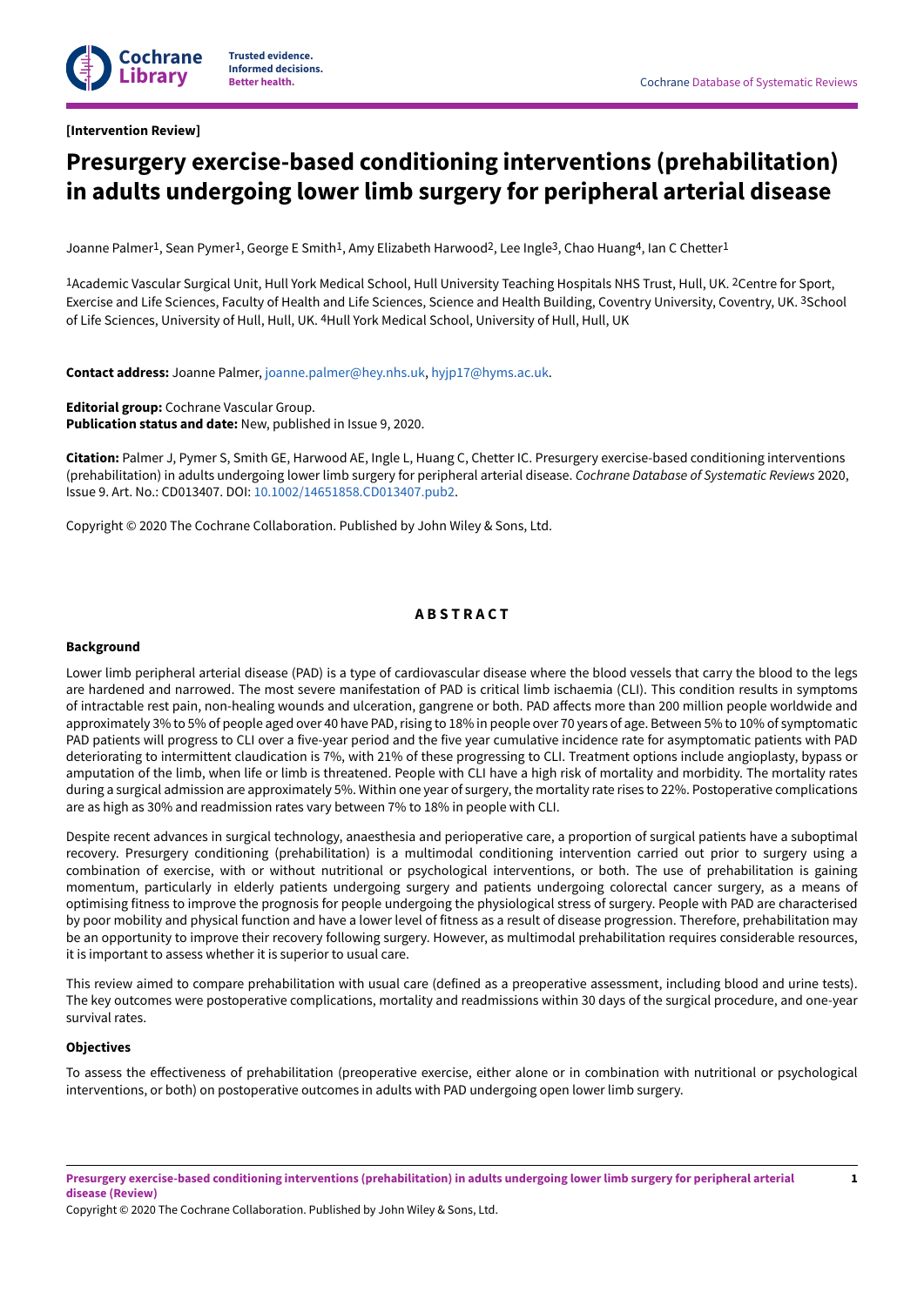**[Intervention Review]**

# Presurgery exercise-based conditioning interventions (prehabilitation) in adults undergoing lower limb surgery for peripheral arterial disease

Joanne Palmer[1], Sean Pymer[1], George E Smith[1], Amy Elizabeth Harwood[2], Lee Ingle[3], Chao Huang[4], Ian C Chetter[1]

[1]Academic Vascular Surgical Unit, Hull York Medical School, Hull University Teaching Hospitals NHS Trust, Hull, UK. [2]Centre for Sport, Exercise and Life Sciences, Faculty of Health and Life Sciences, Science and Health Building, Coventry University, Coventry, UK. [3]School of Life Sciences, University of Hull, Hull, UK. [4]Hull York Medical School, University of Hull, Hull, UK

**Contact address:** Joanne Palmer, joanne.palmer@hey.nhs.uk, hyjp17@hyms.ac.uk.

**Editorial group:** Cochrane Vascular Group.
**Publication status and date:** New, published in Issue 9, 2020.

**Citation:** Palmer J, Pymer S, Smith GE, Harwood AE, Ingle L, Huang C, Chetter IC. Presurgery exercise-based conditioning interventions (prehabilitation) in adults undergoing lower limb surgery for peripheral arterial disease. *Cochrane Database of Systematic Reviews* 2020, Issue 9. Art. No.: CD013407. DOI: 10.1002/14651858.CD013407.pub2.

Copyright © 2020 The Cochrane Collaboration. Published by John Wiley & Sons, Ltd.

## ABSTRACT

### Background

Lower limb peripheral arterial disease (PAD) is a type of cardiovascular disease where the blood vessels that carry the blood to the legs are hardened and narrowed. The most severe manifestation of PAD is critical limb ischaemia (CLI). This condition results in symptoms of intractable rest pain, non-healing wounds and ulceration, gangrene or both. PAD affects more than 200 million people worldwide and approximately 3% to 5% of people aged over 40 have PAD, rising to 18% in people over 70 years of age. Between 5% to 10% of symptomatic PAD patients will progress to CLI over a five-year period and the five year cumulative incidence rate for asymptomatic patients with PAD deteriorating to intermittent claudication is 7%, with 21% of these progressing to CLI. Treatment options include angioplasty, bypass or amputation of the limb, when life or limb is threatened. People with CLI have a high risk of mortality and morbidity. The mortality rates during a surgical admission are approximately 5%. Within one year of surgery, the mortality rate rises to 22%. Postoperative complications are as high as 30% and readmission rates vary between 7% to 18% in people with CLI.

Despite recent advances in surgical technology, anaesthesia and perioperative care, a proportion of surgical patients have a suboptimal recovery. Presurgery conditioning (prehabilitation) is a multimodal conditioning intervention carried out prior to surgery using a combination of exercise, with or without nutritional or psychological interventions, or both. The use of prehabilitation is gaining momentum, particularly in elderly patients undergoing surgery and patients undergoing colorectal cancer surgery, as a means of optimising fitness to improve the prognosis for people undergoing the physiological stress of surgery. People with PAD are characterised by poor mobility and physical function and have a lower level of fitness as a result of disease progression. Therefore, prehabilitation may be an opportunity to improve their recovery following surgery. However, as multimodal prehabilitation requires considerable resources, it is important to assess whether it is superior to usual care.

This review aimed to compare prehabilitation with usual care (defined as a preoperative assessment, including blood and urine tests). The key outcomes were postoperative complications, mortality and readmissions within 30 days of the surgical procedure, and one-year survival rates.

### Objectives

To assess the effectiveness of prehabilitation (preoperative exercise, either alone or in combination with nutritional or psychological interventions, or both) on postoperative outcomes in adults with PAD undergoing open lower limb surgery.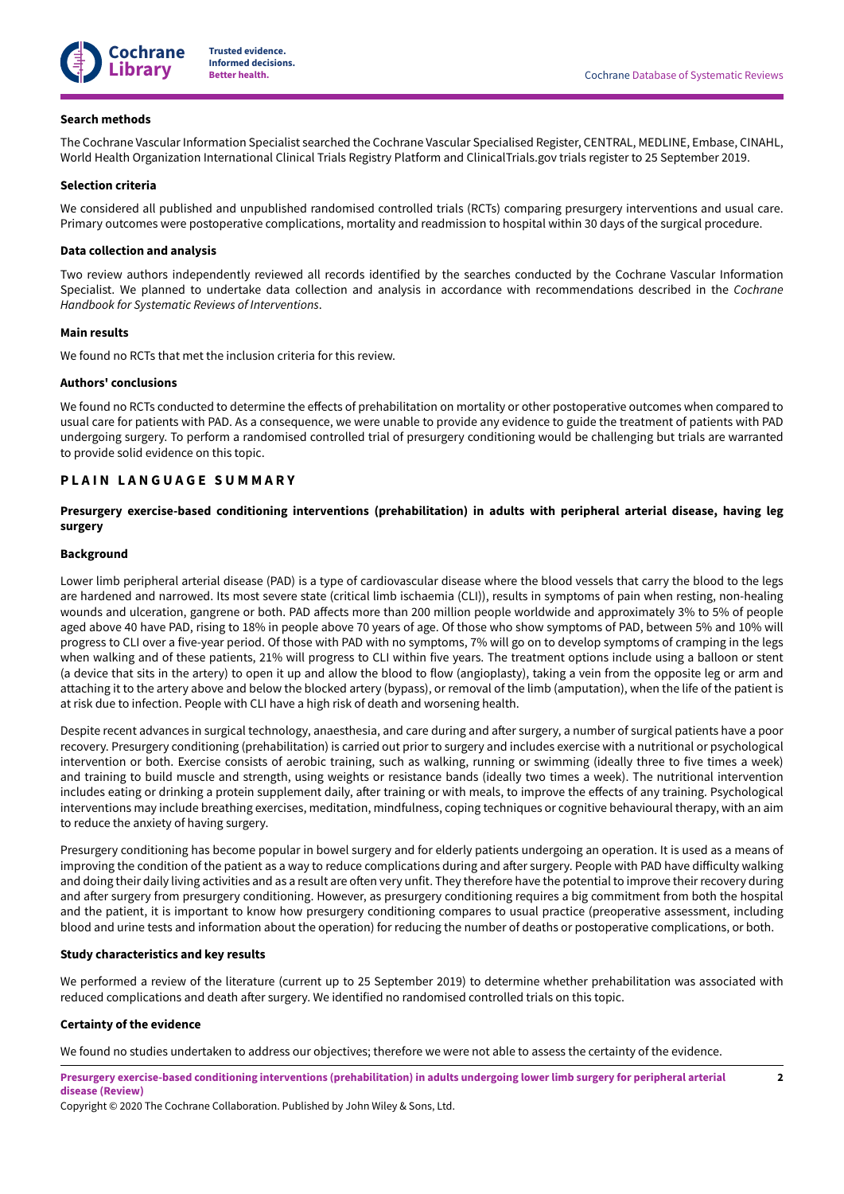#### Search methods

The Cochrane Vascular Information Specialist searched the Cochrane Vascular Specialised Register, CENTRAL, MEDLINE, Embase, CINAHL, World Health Organization International Clinical Trials Registry Platform and ClinicalTrials.gov trials register to 25 September 2019.

#### Selection criteria

We considered all published and unpublished randomised controlled trials (RCTs) comparing presurgery interventions and usual care. Primary outcomes were postoperative complications, mortality and readmission to hospital within 30 days of the surgical procedure.

#### Data collection and analysis

Two review authors independently reviewed all records identified by the searches conducted by the Cochrane Vascular Information Specialist. We planned to undertake data collection and analysis in accordance with recommendations described in the *Cochrane Handbook for Systematic Reviews of Interventions*.

#### Main results

We found no RCTs that met the inclusion criteria for this review.

#### Authors' conclusions

We found no RCTs conducted to determine the effects of prehabilitation on mortality or other postoperative outcomes when compared to usual care for patients with PAD. As a consequence, we were unable to provide any evidence to guide the treatment of patients with PAD undergoing surgery. To perform a randomised controlled trial of presurgery conditioning would be challenging but trials are warranted to provide solid evidence on this topic.

## PLAIN LANGUAGE SUMMARY

### Presurgery exercise-based conditioning interventions (prehabilitation) in adults with peripheral arterial disease, having leg surgery

#### Background

Lower limb peripheral arterial disease (PAD) is a type of cardiovascular disease where the blood vessels that carry the blood to the legs are hardened and narrowed. Its most severe state (critical limb ischaemia (CLI)), results in symptoms of pain when resting, non-healing wounds and ulceration, gangrene or both. PAD affects more than 200 million people worldwide and approximately 3% to 5% of people aged above 40 have PAD, rising to 18% in people above 70 years of age. Of those who show symptoms of PAD, between 5% and 10% will progress to CLI over a five-year period. Of those with PAD with no symptoms, 7% will go on to develop symptoms of cramping in the legs when walking and of these patients, 21% will progress to CLI within five years. The treatment options include using a balloon or stent (a device that sits in the artery) to open it up and allow the blood to flow (angioplasty), taking a vein from the opposite leg or arm and attaching it to the artery above and below the blocked artery (bypass), or removal of the limb (amputation), when the life of the patient is at risk due to infection. People with CLI have a high risk of death and worsening health.

Despite recent advances in surgical technology, anaesthesia, and care during and after surgery, a number of surgical patients have a poor recovery. Presurgery conditioning (prehabilitation) is carried out prior to surgery and includes exercise with a nutritional or psychological intervention or both. Exercise consists of aerobic training, such as walking, running or swimming (ideally three to five times a week) and training to build muscle and strength, using weights or resistance bands (ideally two times a week). The nutritional intervention includes eating or drinking a protein supplement daily, after training or with meals, to improve the effects of any training. Psychological interventions may include breathing exercises, meditation, mindfulness, coping techniques or cognitive behavioural therapy, with an aim to reduce the anxiety of having surgery.

Presurgery conditioning has become popular in bowel surgery and for elderly patients undergoing an operation. It is used as a means of improving the condition of the patient as a way to reduce complications during and after surgery. People with PAD have difficulty walking and doing their daily living activities and as a result are often very unfit. They therefore have the potential to improve their recovery during and after surgery from presurgery conditioning. However, as presurgery conditioning requires a big commitment from both the hospital and the patient, it is important to know how presurgery conditioning compares to usual practice (preoperative assessment, including blood and urine tests and information about the operation) for reducing the number of deaths or postoperative complications, or both.

#### Study characteristics and key results

We performed a review of the literature (current up to 25 September 2019) to determine whether prehabilitation was associated with reduced complications and death after surgery. We identified no randomised controlled trials on this topic.

#### Certainty of the evidence

We found no studies undertaken to address our objectives; therefore we were not able to assess the certainty of the evidence.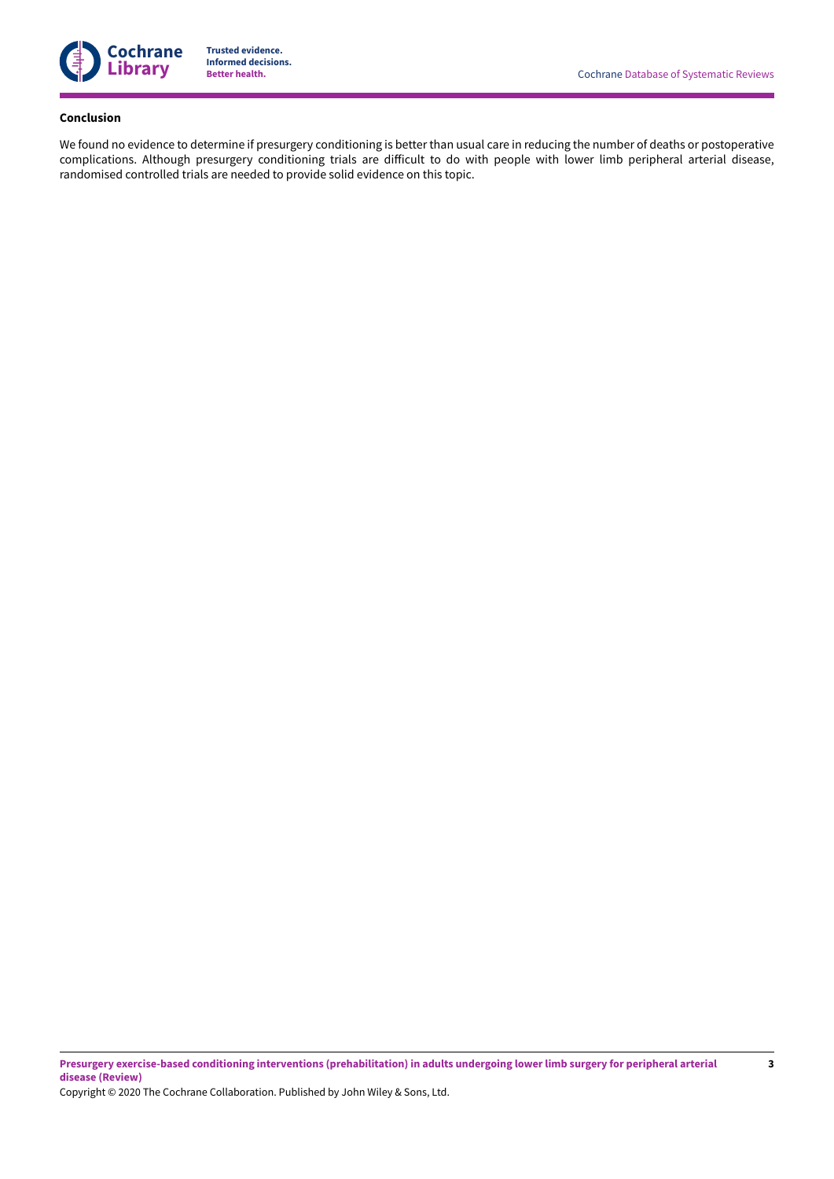**Conclusion**

We found no evidence to determine if presurgery conditioning is better than usual care in reducing the number of deaths or postoperative complications. Although presurgery conditioning trials are difficult to do with people with lower limb peripheral arterial disease, randomised controlled trials are needed to provide solid evidence on this topic.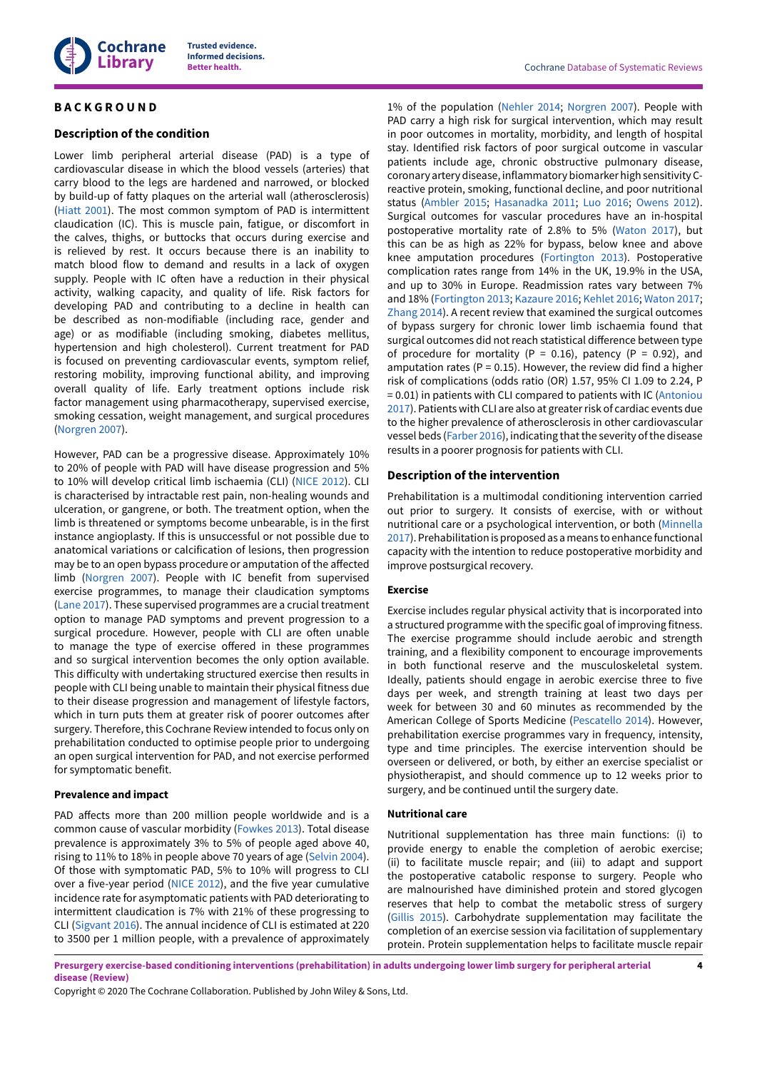# BACKGROUND

## Description of the condition

Lower limb peripheral arterial disease (PAD) is a type of cardiovascular disease in which the blood vessels (arteries) that carry blood to the legs are hardened and narrowed, or blocked by build-up of fatty plaques on the arterial wall (atherosclerosis) (Hiatt 2001). The most common symptom of PAD is intermittent claudication (IC). This is muscle pain, fatigue, or discomfort in the calves, thighs, or buttocks that occurs during exercise and is relieved by rest. It occurs because there is an inability to match blood flow to demand and results in a lack of oxygen supply. People with IC often have a reduction in their physical activity, walking capacity, and quality of life. Risk factors for developing PAD and contributing to a decline in health can be described as non-modifiable (including race, gender and age) or as modifiable (including smoking, diabetes mellitus, hypertension and high cholesterol). Current treatment for PAD is focused on preventing cardiovascular events, symptom relief, restoring mobility, improving functional ability, and improving overall quality of life. Early treatment options include risk factor management using pharmacotherapy, supervised exercise, smoking cessation, weight management, and surgical procedures (Norgren 2007).

However, PAD can be a progressive disease. Approximately 10% to 20% of people with PAD will have disease progression and 5% to 10% will develop critical limb ischaemia (CLI) (NICE 2012). CLI is characterised by intractable rest pain, non-healing wounds and ulceration, or gangrene, or both. The treatment option, when the limb is threatened or symptoms become unbearable, is in the first instance angioplasty. If this is unsuccessful or not possible due to anatomical variations or calcification of lesions, then progression may be to an open bypass procedure or amputation of the affected limb (Norgren 2007). People with IC benefit from supervised exercise programmes, to manage their claudication symptoms (Lane 2017). These supervised programmes are a crucial treatment option to manage PAD symptoms and prevent progression to a surgical procedure. However, people with CLI are often unable to manage the type of exercise offered in these programmes and so surgical intervention becomes the only option available. This difficulty with undertaking structured exercise then results in people with CLI being unable to maintain their physical fitness due to their disease progression and management of lifestyle factors, which in turn puts them at greater risk of poorer outcomes after surgery. Therefore, this Cochrane Review intended to focus only on prehabilitation conducted to optimise people prior to undergoing an open surgical intervention for PAD, and not exercise performed for symptomatic benefit.

### Prevalence and impact

PAD affects more than 200 million people worldwide and is a common cause of vascular morbidity (Fowkes 2013). Total disease prevalence is approximately 3% to 5% of people aged above 40, rising to 11% to 18% in people above 70 years of age (Selvin 2004). Of those with symptomatic PAD, 5% to 10% will progress to CLI over a five-year period (NICE 2012), and the five year cumulative incidence rate for asymptomatic patients with PAD deteriorating to intermittent claudication is 7% with 21% of these progressing to CLI (Sigvant 2016). The annual incidence of CLI is estimated at 220 to 3500 per 1 million people, with a prevalence of approximately 1% of the population (Nehler 2014; Norgren 2007). People with PAD carry a high risk for surgical intervention, which may result in poor outcomes in mortality, morbidity, and length of hospital stay. Identified risk factors of poor surgical outcome in vascular patients include age, chronic obstructive pulmonary disease, coronary artery disease, inflammatory biomarker high sensitivity C-reactive protein, smoking, functional decline, and poor nutritional status (Ambler 2015; Hasanadka 2011; Luo 2016; Owens 2012). Surgical outcomes for vascular procedures have an in-hospital postoperative mortality rate of 2.8% to 5% (Waton 2017), but this can be as high as 22% for bypass, below knee and above knee amputation procedures (Fortington 2013). Postoperative complication rates range from 14% in the UK, 19.9% in the USA, and up to 30% in Europe. Readmission rates vary between 7% and 18% (Fortington 2013; Kazaure 2016; Kehlet 2016; Waton 2017; Zhang 2014). A recent review that examined the surgical outcomes of bypass surgery for chronic lower limb ischaemia found that surgical outcomes did not reach statistical difference between type of procedure for mortality (P = 0.16), patency (P = 0.92), and amputation rates (P = 0.15). However, the review did find a higher risk of complications (odds ratio (OR) 1.57, 95% CI 1.09 to 2.24, P = 0.01) in patients with CLI compared to patients with IC (Antoniou 2017). Patients with CLI are also at greater risk of cardiac events due to the higher prevalence of atherosclerosis in other cardiovascular vessel beds (Farber 2016), indicating that the severity of the disease results in a poorer prognosis for patients with CLI.

## Description of the intervention

Prehabilitation is a multimodal conditioning intervention carried out prior to surgery. It consists of exercise, with or without nutritional care or a psychological intervention, or both (Minnella 2017). Prehabilitation is proposed as a means to enhance functional capacity with the intention to reduce postoperative morbidity and improve postsurgical recovery.

### Exercise

Exercise includes regular physical activity that is incorporated into a structured programme with the specific goal of improving fitness. The exercise programme should include aerobic and strength training, and a flexibility component to encourage improvements in both functional reserve and the musculoskeletal system. Ideally, patients should engage in aerobic exercise three to five days per week, and strength training at least two days per week for between 30 and 60 minutes as recommended by the American College of Sports Medicine (Pescatello 2014). However, prehabilitation exercise programmes vary in frequency, intensity, type and time principles. The exercise intervention should be overseen or delivered, or both, by either an exercise specialist or physiotherapist, and should commence up to 12 weeks prior to surgery, and be continued until the surgery date.

### Nutritional care

Nutritional supplementation has three main functions: (i) to provide energy to enable the completion of aerobic exercise; (ii) to facilitate muscle repair; and (iii) to adapt and support the postoperative catabolic response to surgery. People who are malnourished have diminished protein and stored glycogen reserves that help to combat the metabolic stress of surgery (Gillis 2015). Carbohydrate supplementation may facilitate the completion of an exercise session via facilitation of supplementary protein. Protein supplementation helps to facilitate muscle repair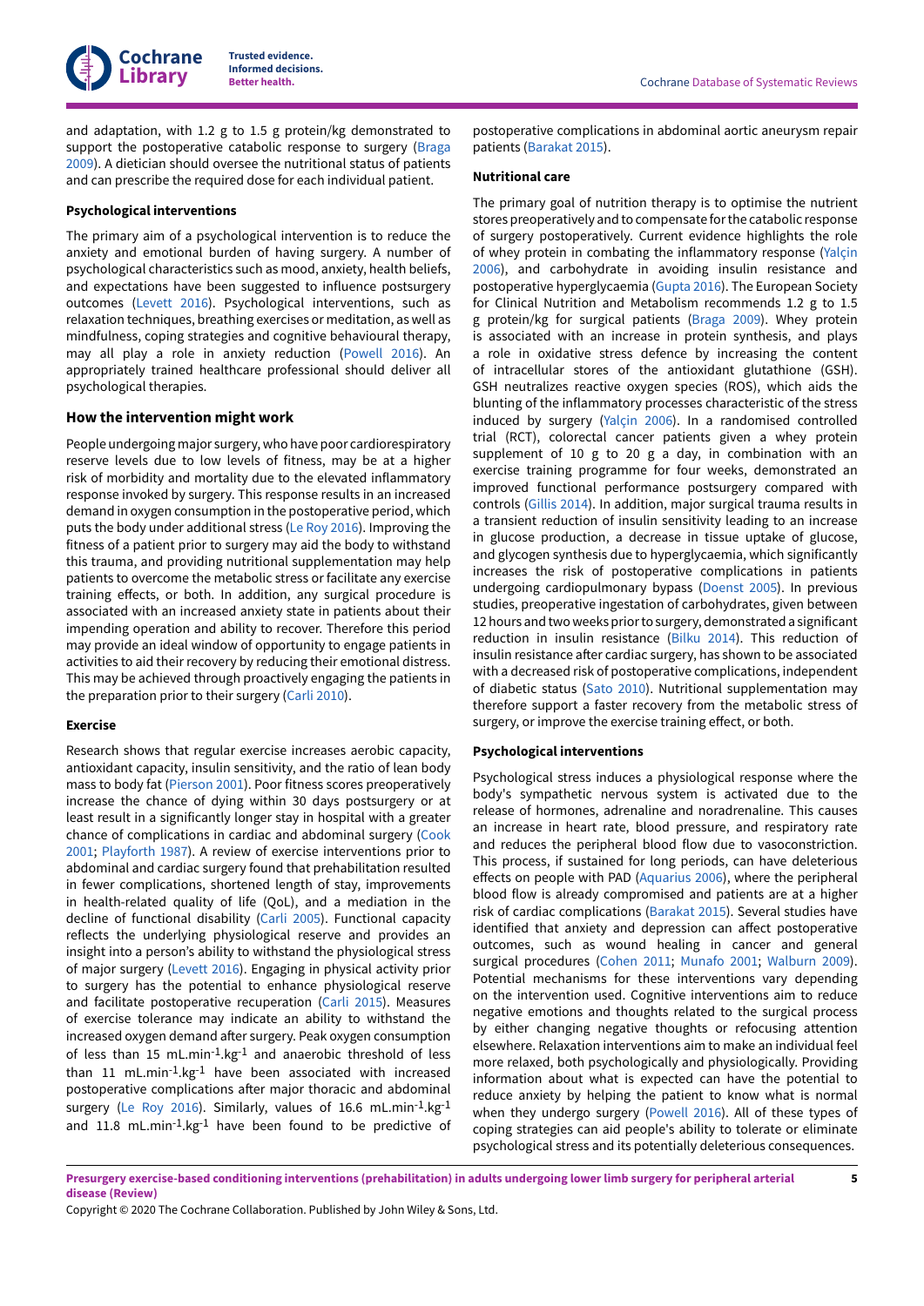and adaptation, with 1.2 g to 1.5 g protein/kg demonstrated to support the postoperative catabolic response to surgery (Braga 2009). A dietician should oversee the nutritional status of patients and can prescribe the required dose for each individual patient.

#### Psychological interventions

The primary aim of a psychological intervention is to reduce the anxiety and emotional burden of having surgery. A number of psychological characteristics such as mood, anxiety, health beliefs, and expectations have been suggested to influence postsurgery outcomes (Levett 2016). Psychological interventions, such as relaxation techniques, breathing exercises or meditation, as well as mindfulness, coping strategies and cognitive behavioural therapy, may all play a role in anxiety reduction (Powell 2016). An appropriately trained healthcare professional should deliver all psychological therapies.

### How the intervention might work

People undergoing major surgery, who have poor cardiorespiratory reserve levels due to low levels of fitness, may be at a higher risk of morbidity and mortality due to the elevated inflammatory response invoked by surgery. This response results in an increased demand in oxygen consumption in the postoperative period, which puts the body under additional stress (Le Roy 2016). Improving the fitness of a patient prior to surgery may aid the body to withstand this trauma, and providing nutritional supplementation may help patients to overcome the metabolic stress or facilitate any exercise training effects, or both. In addition, any surgical procedure is associated with an increased anxiety state in patients about their impending operation and ability to recover. Therefore this period may provide an ideal window of opportunity to engage patients in activities to aid their recovery by reducing their emotional distress. This may be achieved through proactively engaging the patients in the preparation prior to their surgery (Carli 2010).

#### Exercise

Research shows that regular exercise increases aerobic capacity, antioxidant capacity, insulin sensitivity, and the ratio of lean body mass to body fat (Pierson 2001). Poor fitness scores preoperatively increase the chance of dying within 30 days postsurgery or at least result in a significantly longer stay in hospital with a greater chance of complications in cardiac and abdominal surgery (Cook 2001; Playforth 1987). A review of exercise interventions prior to abdominal and cardiac surgery found that prehabilitation resulted in fewer complications, shortened length of stay, improvements in health-related quality of life (QoL), and a mediation in the decline of functional disability (Carli 2005). Functional capacity reflects the underlying physiological reserve and provides an insight into a person's ability to withstand the physiological stress of major surgery (Levett 2016). Engaging in physical activity prior to surgery has the potential to enhance physiological reserve and facilitate postoperative recuperation (Carli 2015). Measures of exercise tolerance may indicate an ability to withstand the increased oxygen demand after surgery. Peak oxygen consumption of less than 15 $mL.min^{-1}.kg^{-1}$ and anaerobic threshold of less than 11 $mL.min^{-1}.kg^{-1}$ have been associated with increased postoperative complications after major thoracic and abdominal surgery (Le Roy 2016). Similarly, values of 16.6 $mL.min^{-1}.kg^{-1}$ and 11.8 $mL.min^{-1}.kg^{-1}$ have been found to be predictive of postoperative complications in abdominal aortic aneurysm repair patients (Barakat 2015).

#### Nutritional care

The primary goal of nutrition therapy is to optimise the nutrient stores preoperatively and to compensate for the catabolic response of surgery postoperatively. Current evidence highlights the role of whey protein in combating the inflammatory response (Yalçin 2006), and carbohydrate in avoiding insulin resistance and postoperative hyperglycaemia (Gupta 2016). The European Society for Clinical Nutrition and Metabolism recommends 1.2 g to 1.5 g protein/kg for surgical patients (Braga 2009). Whey protein is associated with an increase in protein synthesis, and plays a role in oxidative stress defence by increasing the content of intracellular stores of the antioxidant glutathione (GSH). GSH neutralizes reactive oxygen species (ROS), which aids the blunting of the inflammatory processes characteristic of the stress induced by surgery (Yalçin 2006). In a randomised controlled trial (RCT), colorectal cancer patients given a whey protein supplement of 10 g to 20 g a day, in combination with an exercise training programme for four weeks, demonstrated an improved functional performance postsurgery compared with controls (Gillis 2014). In addition, major surgical trauma results in a transient reduction of insulin sensitivity leading to an increase in glucose production, a decrease in tissue uptake of glucose, and glycogen synthesis due to hyperglycaemia, which significantly increases the risk of postoperative complications in patients undergoing cardiopulmonary bypass (Doenst 2005). In previous studies, preoperative ingestion of carbohydrates, given between 12 hours and two weeks prior to surgery, demonstrated a significant reduction in insulin resistance (Bilku 2014). This reduction of insulin resistance after cardiac surgery, has shown to be associated with a decreased risk of postoperative complications, independent of diabetic status (Sato 2010). Nutritional supplementation may therefore support a faster recovery from the metabolic stress of surgery, or improve the exercise training effect, or both.

#### Psychological interventions

Psychological stress induces a physiological response where the body's sympathetic nervous system is activated due to the release of hormones, adrenaline and noradrenaline. This causes an increase in heart rate, blood pressure, and respiratory rate and reduces the peripheral blood flow due to vasoconstriction. This process, if sustained for long periods, can have deleterious effects on people with PAD (Aquarius 2006), where the peripheral blood flow is already compromised and patients are at a higher risk of cardiac complications (Barakat 2015). Several studies have identified that anxiety and depression can affect postoperative outcomes, such as wound healing in cancer and general surgical procedures (Cohen 2011; Munafo 2001; Walburn 2009). Potential mechanisms for these interventions vary depending on the intervention used. Cognitive interventions aim to reduce negative emotions and thoughts related to the surgical process by either changing negative thoughts or refocusing attention elsewhere. Relaxation interventions aim to make an individual feel more relaxed, both psychologically and physiologically. Providing information about what is expected can have the potential to reduce anxiety by helping the patient to know what is normal when they undergo surgery (Powell 2016). All of these types of coping strategies can aid people's ability to tolerate or eliminate psychological stress and its potentially deleterious consequences.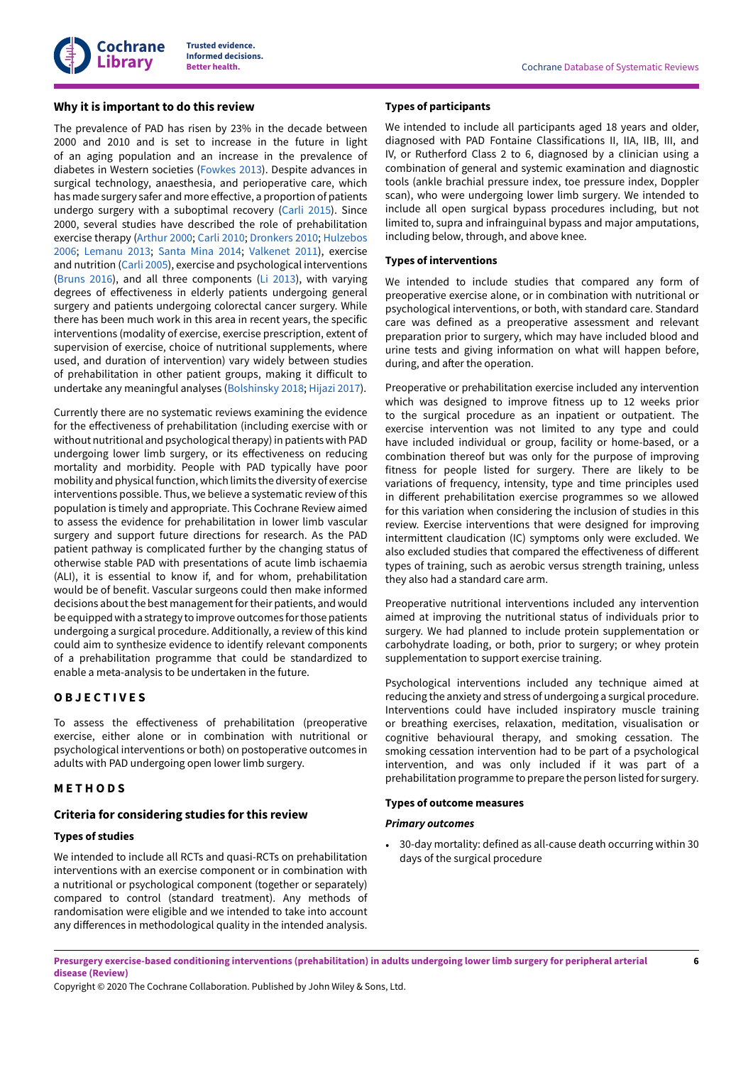### Why it is important to do this review

The prevalence of PAD has risen by 23% in the decade between 2000 and 2010 and is set to increase in the future in light of an aging population and an increase in the prevalence of diabetes in Western societies (Fowkes 2013). Despite advances in surgical technology, anaesthesia, and perioperative care, which has made surgery safer and more effective, a proportion of patients undergo surgery with a suboptimal recovery (Carli 2015). Since 2000, several studies have described the role of prehabilitation exercise therapy (Arthur 2000; Carli 2010; Dronkers 2010; Hulzebos 2006; Lemanu 2013; Santa Mina 2014; Valkenet 2011), exercise and nutrition (Carli 2005), exercise and psychological interventions (Bruns 2016), and all three components (Li 2013), with varying degrees of effectiveness in elderly patients undergoing general surgery and patients undergoing colorectal cancer surgery. While there has been much work in this area in recent years, the specific interventions (modality of exercise, exercise prescription, extent of supervision of exercise, choice of nutritional supplements, where used, and duration of intervention) vary widely between studies of prehabilitation in other patient groups, making it difficult to undertake any meaningful analyses (Bolshinsky 2018; Hijazi 2017).

Currently there are no systematic reviews examining the evidence for the effectiveness of prehabilitation (including exercise with or without nutritional and psychological therapy) in patients with PAD undergoing lower limb surgery, or its effectiveness on reducing mortality and morbidity. People with PAD typically have poor mobility and physical function, which limits the diversity of exercise interventions possible. Thus, we believe a systematic review of this population is timely and appropriate. This Cochrane Review aimed to assess the evidence for prehabilitation in lower limb vascular surgery and support future directions for research. As the PAD patient pathway is complicated further by the changing status of otherwise stable PAD with presentations of acute limb ischaemia (ALI), it is essential to know if, and for whom, prehabilitation would be of benefit. Vascular surgeons could then make informed decisions about the best management for their patients, and would be equipped with a strategy to improve outcomes for those patients undergoing a surgical procedure. Additionally, a review of this kind could aim to synthesize evidence to identify relevant components of a prehabilitation programme that could be standardized to enable a meta-analysis to be undertaken in the future.

## OBJECTIVES

To assess the effectiveness of prehabilitation (preoperative exercise, either alone or in combination with nutritional or psychological interventions or both) on postoperative outcomes in adults with PAD undergoing open lower limb surgery.

## METHODS

### Criteria for considering studies for this review

#### Types of studies

We intended to include all RCTs and quasi-RCTs on prehabilitation interventions with an exercise component or in combination with a nutritional or psychological component (together or separately) compared to control (standard treatment). Any methods of randomisation were eligible and we intended to take into account any differences in methodological quality in the intended analysis.

#### Types of participants

We intended to include all participants aged 18 years and older, diagnosed with PAD Fontaine Classifications II, IIA, IIB, III, and IV, or Rutherford Class 2 to 6, diagnosed by a clinician using a combination of general and systemic examination and diagnostic tools (ankle brachial pressure index, toe pressure index, Doppler scan), who were undergoing lower limb surgery. We intended to include all open surgical bypass procedures including, but not limited to, supra and infrainguinal bypass and major amputations, including below, through, and above knee.

#### Types of interventions

We intended to include studies that compared any form of preoperative exercise alone, or in combination with nutritional or psychological interventions, or both, with standard care. Standard care was defined as a preoperative assessment and relevant preparation prior to surgery, which may have included blood and urine tests and giving information on what will happen before, during, and after the operation.

Preoperative or prehabilitation exercise included any intervention which was designed to improve fitness up to 12 weeks prior to the surgical procedure as an inpatient or outpatient. The exercise intervention was not limited to any type and could have included individual or group, facility or home-based, or a combination thereof but was only for the purpose of improving fitness for people listed for surgery. There are likely to be variations of frequency, intensity, type and time principles used in different prehabilitation exercise programmes so we allowed for this variation when considering the inclusion of studies in this review. Exercise interventions that were designed for improving intermittent claudication (IC) symptoms only were excluded. We also excluded studies that compared the effectiveness of different types of training, such as aerobic versus strength training, unless they also had a standard care arm.

Preoperative nutritional interventions included any intervention aimed at improving the nutritional status of individuals prior to surgery. We had planned to include protein supplementation or carbohydrate loading, or both, prior to surgery; or whey protein supplementation to support exercise training.

Psychological interventions included any technique aimed at reducing the anxiety and stress of undergoing a surgical procedure. Interventions could have included inspiratory muscle training or breathing exercises, relaxation, meditation, visualisation or cognitive behavioural therapy, and smoking cessation. The smoking cessation intervention had to be part of a psychological intervention, and was only included if it was part of a prehabilitation programme to prepare the person listed for surgery.

#### Types of outcome measures

##### *Primary outcomes*

- 30-day mortality: defined as all-cause death occurring within 30 days of the surgical procedure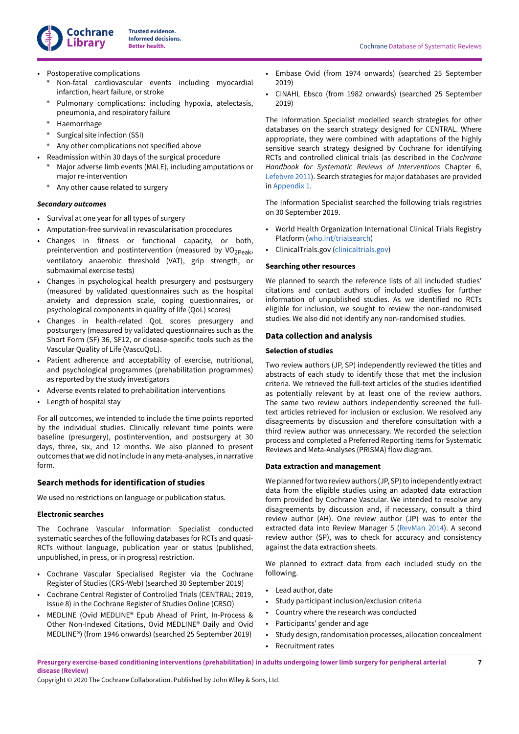- Postoperative complications
    * Non-fatal cardiovascular events including myocardial infarction, heart failure, or stroke
    * Pulmonary complications: including hypoxia, atelectasis, pneumonia, and respiratory failure
    * Haemorrhage
    * Surgical site infection (SSI)
    * Any other complications not specified above
- Readmission within 30 days of the surgical procedure
    * Major adverse limb events (MALE), including amputations or major re-intervention
    * Any other cause related to surgery

#### *Secondary outcomes*

- Survival at one year for all types of surgery
- Amputation-free survival in revascularisation procedures
- Changes in fitness or functional capacity, or both, preintervention and postintervention (measured by $VO_{2Peak}$, ventilatory anaerobic threshold (VAT), grip strength, or submaximal exercise tests)
- Changes in psychological health presurgery and postsurgery (measured by validated questionnaires such as the hospital anxiety and depression scale, coping questionnaires, or psychological components in quality of life (QoL) scores)
- Changes in health-related QoL scores presurgery and postsurgery (measured by validated questionnaires such as the Short Form (SF) 36, SF12, or disease-specific tools such as the Vascular Quality of Life (VascuQoL).
- Patient adherence and acceptability of exercise, nutritional, and psychological programmes (prehabilitation programmes) as reported by the study investigators
- Adverse events related to prehabilitation interventions
- Length of hospital stay

For all outcomes, we intended to include the time points reported by the individual studies. Clinically relevant time points were baseline (presurgery), postintervention, and postsurgery at 30 days, three, six, and 12 months. We also planned to present outcomes that we did not include in any meta-analyses, in narrative form.

## Search methods for identification of studies

We used no restrictions on language or publication status.

### Electronic searches

The Cochrane Vascular Information Specialist conducted systematic searches of the following databases for RCTs and quasi-RCTs without language, publication year or status (published, unpublished, in press, or in progress) restriction.

- Cochrane Vascular Specialised Register via the Cochrane Register of Studies (CRS-Web) (searched 30 September 2019)
- Cochrane Central Register of Controlled Trials (CENTRAL; 2019, Issue 8) in the Cochrane Register of Studies Online (CRSO)
- MEDLINE (Ovid MEDLINE® Epub Ahead of Print, In-Process & Other Non-Indexed Citations, Ovid MEDLINE® Daily and Ovid MEDLINE®) (from 1946 onwards) (searched 25 September 2019)
- Embase Ovid (from 1974 onwards) (searched 25 September 2019)
- CINAHL Ebsco (from 1982 onwards) (searched 25 September 2019)

The Information Specialist modelled search strategies for other databases on the search strategy designed for CENTRAL. Where appropriate, they were combined with adaptations of the highly sensitive search strategy designed by Cochrane for identifying RCTs and controlled clinical trials (as described in the *Cochrane Handbook for Systematic Reviews of Interventions* Chapter 6, Lefebvre 2011). Search strategies for major databases are provided in Appendix 1.

The Information Specialist searched the following trials registries on 30 September 2019.

- World Health Organization International Clinical Trials Registry Platform (who.int/trialsearch)
- ClinicalTrials.gov (clinicaltrials.gov)

### Searching other resources

We planned to search the reference lists of all included studies' citations and contact authors of included studies for further information of unpublished studies. As we identified no RCTs eligible for inclusion, we sought to review the non-randomised studies. We also did not identify any non-randomised studies.

## Data collection and analysis

### Selection of studies

Two review authors (JP, SP) independently reviewed the titles and abstracts of each study to identify those that met the inclusion criteria. We retrieved the full-text articles of the studies identified as potentially relevant by at least one of the review authors. The same two review authors independently screened the full-text articles retrieved for inclusion or exclusion. We resolved any disagreements by discussion and therefore consultation with a third review author was unnecessary. We recorded the selection process and completed a Preferred Reporting Items for Systematic Reviews and Meta-Analyses (PRISMA) flow diagram.

### Data extraction and management

We planned for two review authors (JP, SP) to independently extract data from the eligible studies using an adapted data extraction form provided by Cochrane Vascular. We intended to resolve any disagreements by discussion and, if necessary, consult a third review author (AH). One review author (JP) was to enter the extracted data into Review Manager 5 (RevMan 2014). A second review author (SP), was to check for accuracy and consistency against the data extraction sheets.

We planned to extract data from each included study on the following.

- Lead author, date
- Study participant inclusion/exclusion criteria
- Country where the research was conducted
- Participants' gender and age
- Study design, randomisation processes, allocation concealment
- Recruitment rates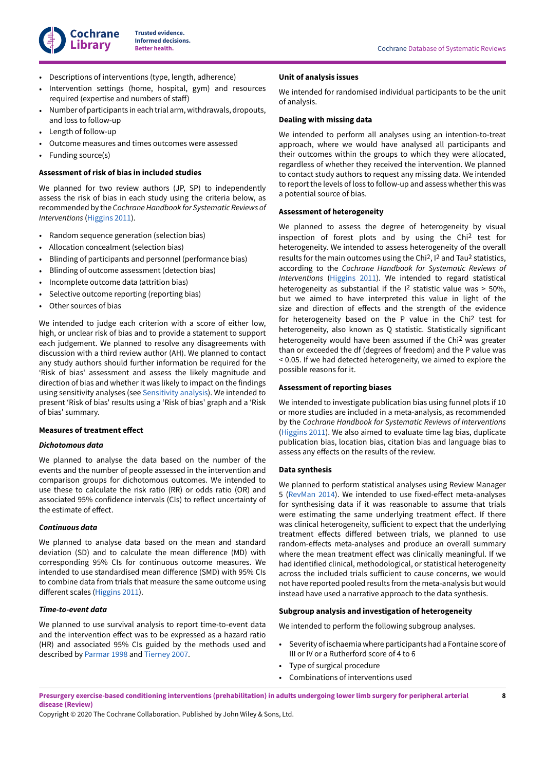- Descriptions of interventions (type, length, adherence)
- Intervention settings (home, hospital, gym) and resources required (expertise and numbers of staff)
- Number of participants in each trial arm, withdrawals, dropouts, and loss to follow-up
- Length of follow-up
- Outcome measures and times outcomes were assessed
- Funding source(s)

### Assessment of risk of bias in included studies

We planned for two review authors (JP, SP) to independently assess the risk of bias in each study using the criteria below, as recommended by the *Cochrane Handbook for Systematic Reviews of Interventions* (Higgins 2011).

- Random sequence generation (selection bias)
- Allocation concealment (selection bias)
- Blinding of participants and personnel (performance bias)
- Blinding of outcome assessment (detection bias)
- Incomplete outcome data (attrition bias)
- Selective outcome reporting (reporting bias)
- Other sources of bias

We intended to judge each criterion with a score of either low, high, or unclear risk of bias and to provide a statement to support each judgement. We planned to resolve any disagreements with discussion with a third review author (AH). We planned to contact any study authors should further information be required for the 'Risk of bias' assessment and assess the likely magnitude and direction of bias and whether it was likely to impact on the findings using sensitivity analyses (see Sensitivity analysis). We intended to present 'Risk of bias' results using a 'Risk of bias' graph and a 'Risk of bias' summary.

### Measures of treatment effect

#### *Dichotomous data*

We planned to analyse the data based on the number of the events and the number of people assessed in the intervention and comparison groups for dichotomous outcomes. We intended to use these to calculate the risk ratio (RR) or odds ratio (OR) and associated 95% confidence intervals (CIs) to reflect uncertainty of the estimate of effect.

#### *Continuous data*

We planned to analyse data based on the mean and standard deviation (SD) and to calculate the mean difference (MD) with corresponding 95% CIs for continuous outcome measures. We intended to use standardised mean difference (SMD) with 95% CIs to combine data from trials that measure the same outcome using different scales (Higgins 2011).

#### *Time-to-event data*

We planned to use survival analysis to report time-to-event data and the intervention effect was to be expressed as a hazard ratio (HR) and associated 95% CIs guided by the methods used and described by Parmar 1998 and Tierney 2007.

### Unit of analysis issues

We intended for randomised individual participants to be the unit of analysis.

### Dealing with missing data

We intended to perform all analyses using an intention-to-treat approach, where we would have analysed all participants and their outcomes within the groups to which they were allocated, regardless of whether they received the intervention. We planned to contact study authors to request any missing data. We intended to report the levels of loss to follow-up and assess whether this was a potential source of bias.

### Assessment of heterogeneity

We planned to assess the degree of heterogeneity by visual inspection of forest plots and by using the $\text{Chi}^2$ test for heterogeneity. We intended to assess heterogeneity of the overall results for the main outcomes using the $\text{Chi}^2$, $I^2$ and $\text{Tau}^2$ statistics, according to the *Cochrane Handbook for Systematic Reviews of Interventions* (Higgins 2011). We intended to regard statistical heterogeneity as substantial if the $I^2$ statistic value was > 50%, but we aimed to have interpreted this value in light of the size and direction of effects and the strength of the evidence for heterogeneity based on the P value in the $\text{Chi}^2$ test for heterogeneity, also known as Q statistic. Statistically significant heterogeneity would have been assumed if the $\text{Chi}^2$ was greater than or exceeded the df (degrees of freedom) and the P value was < 0.05. If we had detected heterogeneity, we aimed to explore the possible reasons for it.

### Assessment of reporting biases

We intended to investigate publication bias using funnel plots if 10 or more studies are included in a meta-analysis, as recommended by the *Cochrane Handbook for Systematic Reviews of Interventions* (Higgins 2011). We also aimed to evaluate time lag bias, duplicate publication bias, location bias, citation bias and language bias to assess any effects on the results of the review.

### Data synthesis

We planned to perform statistical analyses using Review Manager 5 (RevMan 2014). We intended to use fixed-effect meta-analyses for synthesising data if it was reasonable to assume that trials were estimating the same underlying treatment effect. If there was clinical heterogeneity, sufficient to expect that the underlying treatment effects differed between trials, we planned to use random-effects meta-analyses and produce an overall summary where the mean treatment effect was clinically meaningful. If we had identified clinical, methodological, or statistical heterogeneity across the included trials sufficient to cause concerns, we would not have reported pooled results from the meta-analysis but would instead have used a narrative approach to the data synthesis.

### Subgroup analysis and investigation of heterogeneity

We intended to perform the following subgroup analyses.

- Severity of ischaemia where participants had a Fontaine score of III or IV or a Rutherford score of 4 to 6
- Type of surgical procedure
- Combinations of interventions used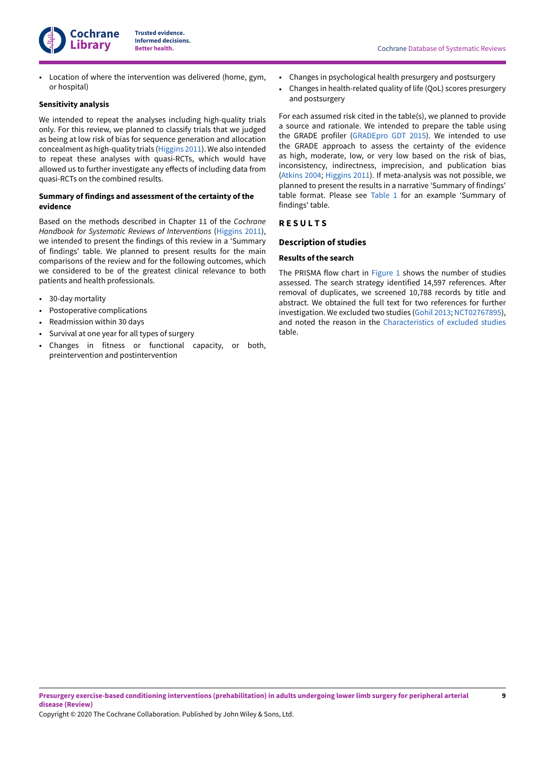- Location of where the intervention was delivered (home, gym, or hospital)

#### Sensitivity analysis

We intended to repeat the analyses including high-quality trials only. For this review, we planned to classify trials that we judged as being at low risk of bias for sequence generation and allocation concealment as high-quality trials (Higgins 2011). We also intended to repeat these analyses with quasi-RCTs, which would have allowed us to further investigate any effects of including data from quasi-RCTs on the combined results.

#### Summary of findings and assessment of the certainty of the evidence

Based on the methods described in Chapter 11 of the *Cochrane Handbook for Systematic Reviews of Interventions* (Higgins 2011), we intended to present the findings of this review in a 'Summary of findings' table. We planned to present results for the main comparisons of the review and for the following outcomes, which we considered to be of the greatest clinical relevance to both patients and health professionals.

- 30-day mortality
- Postoperative complications
- Readmission within 30 days
- Survival at one year for all types of surgery
- Changes in fitness or functional capacity, or both, preintervention and postintervention
- Changes in psychological health presurgery and postsurgery
- Changes in health-related quality of life (QoL) scores presurgery and postsurgery

For each assumed risk cited in the table(s), we planned to provide a source and rationale. We intended to prepare the table using the GRADE profiler (GRADEpro GDT 2015). We intended to use the GRADE approach to assess the certainty of the evidence as high, moderate, low, or very low based on the risk of bias, inconsistency, indirectness, imprecision, and publication bias (Atkins 2004; Higgins 2011). If meta-analysis was not possible, we planned to present the results in a narrative 'Summary of findings' table format. Please see Table 1 for an example 'Summary of findings' table.

# RESULTS

## Description of studies

#### Results of the search

The PRISMA flow chart in Figure 1 shows the number of studies assessed. The search strategy identified 14,597 references. After removal of duplicates, we screened 10,788 records by title and abstract. We obtained the full text for two references for further investigation. We excluded two studies (Gohil 2013; NCT02767895), and noted the reason in the Characteristics of excluded studies table.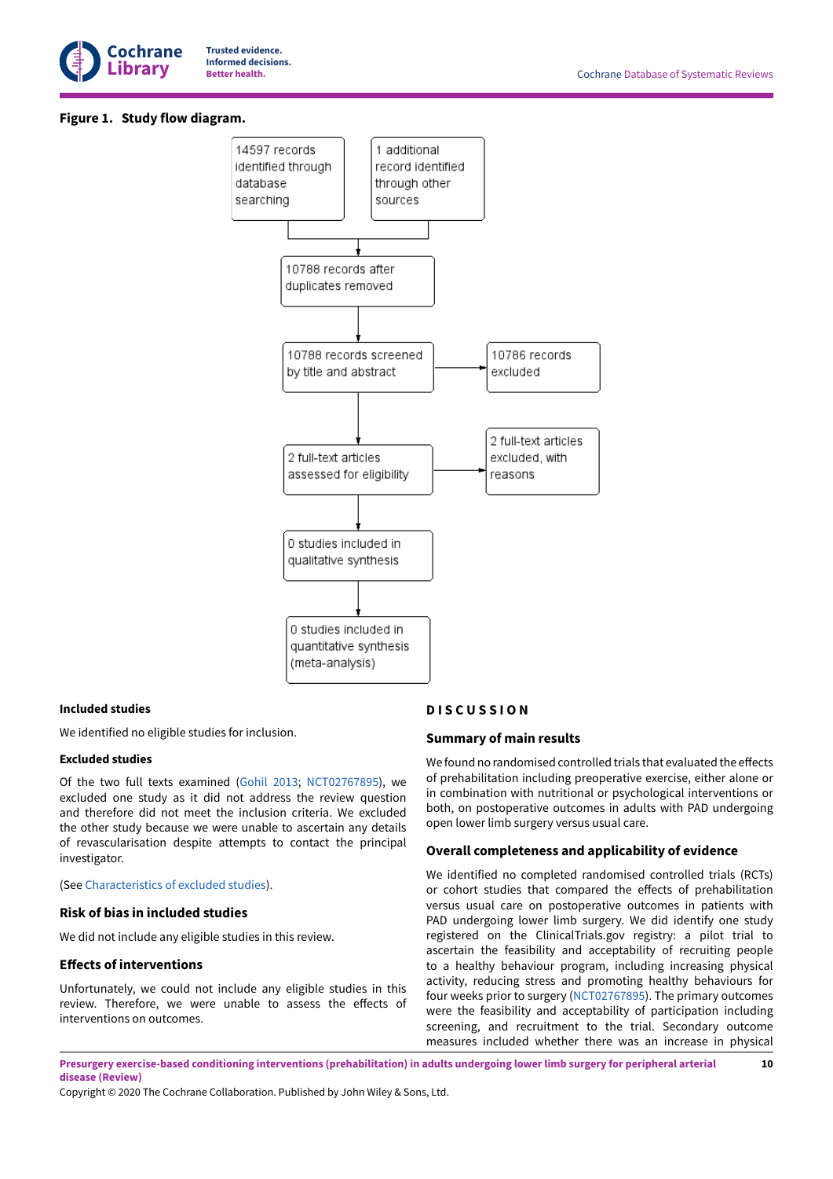**Figure 1. Study flow diagram.**

14597 records identified through database searching

1 additional record identified through other sources

10788 records after duplicates removed

10788 records screened by title and abstract

10786 records excluded

2 full-text articles assessed for eligibility

2 full-text articles excluded, with reasons

0 studies included in qualitative synthesis

0 studies included in quantitative synthesis (meta-analysis)

### Included studies

We identified no eligible studies for inclusion.

### Excluded studies

Of the two full texts examined (Gohil 2013; NCT02767895), we excluded one study as it did not address the review question and therefore did not meet the inclusion criteria. We excluded the other study because we were unable to ascertain any details of revascularisation despite attempts to contact the principal investigator.

(See Characteristics of excluded studies).

## Risk of bias in included studies

We did not include any eligible studies in this review.

## Effects of interventions

Unfortunately, we could not include any eligible studies in this review. Therefore, we were unable to assess the effects of interventions on outcomes.

# DISCUSSION

## Summary of main results

We found no randomised controlled trials that evaluated the effects of prehabilitation including preoperative exercise, either alone or in combination with nutritional or psychological interventions or both, on postoperative outcomes in adults with PAD undergoing open lower limb surgery versus usual care.

## Overall completeness and applicability of evidence

We identified no completed randomised controlled trials (RCTs) or cohort studies that compared the effects of prehabilitation versus usual care on postoperative outcomes in patients with PAD undergoing lower limb surgery. We did identify one study registered on the ClinicalTrials.gov registry: a pilot trial to ascertain the feasibility and acceptability of recruiting people to a healthy behaviour program, including increasing physical activity, reducing stress and promoting healthy behaviours for four weeks prior to surgery (NCT02767895). The primary outcomes were the feasibility and acceptability of participation including screening, and recruitment to the trial. Secondary outcome measures included whether there was an increase in physical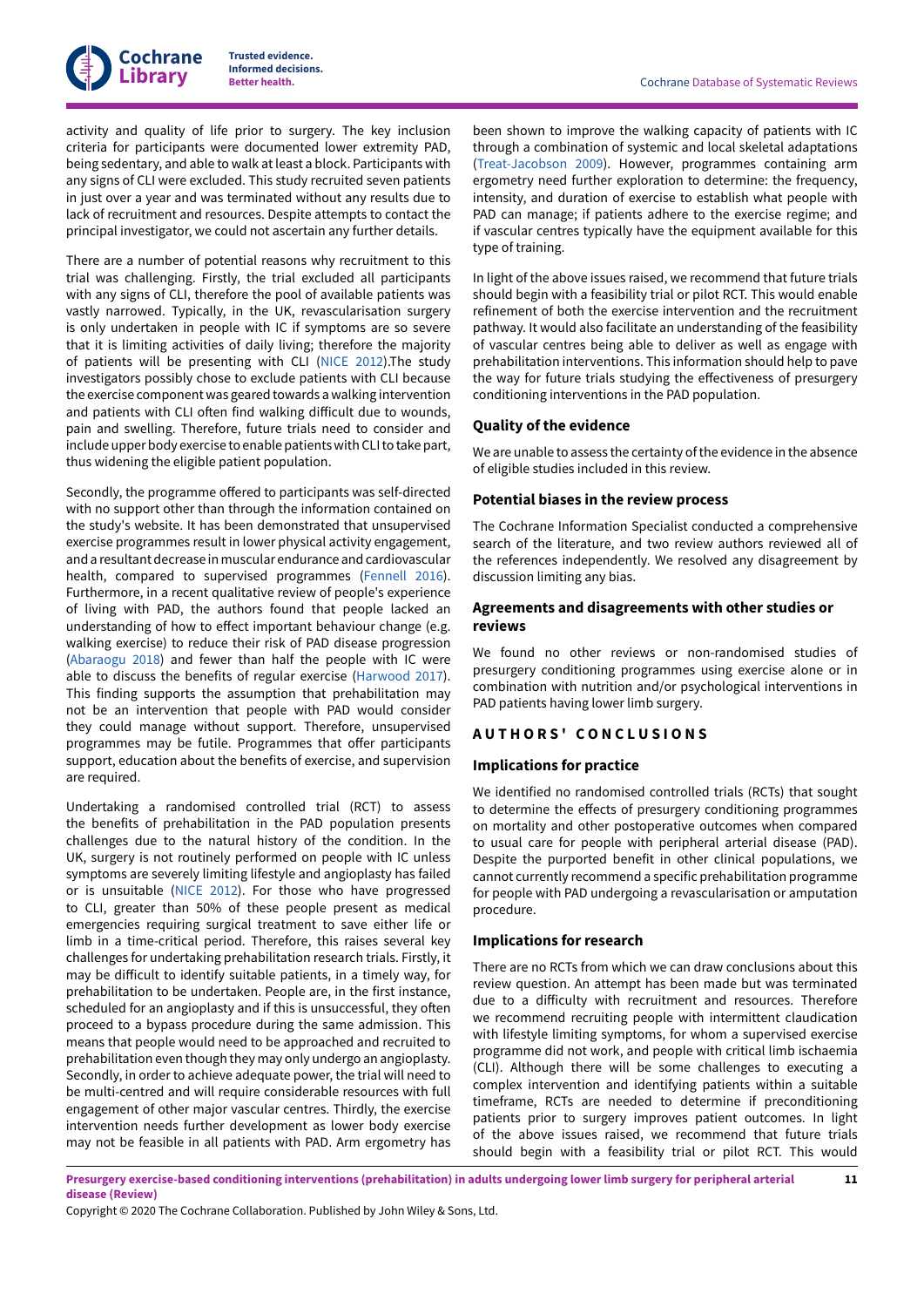activity and quality of life prior to surgery. The key inclusion criteria for participants were documented lower extremity PAD, being sedentary, and able to walk at least a block. Participants with any signs of CLI were excluded. This study recruited seven patients in just over a year and was terminated without any results due to lack of recruitment and resources. Despite attempts to contact the principal investigator, we could not ascertain any further details.

There are a number of potential reasons why recruitment to this trial was challenging. Firstly, the trial excluded all participants with any signs of CLI, therefore the pool of available patients was vastly narrowed. Typically, in the UK, revascularisation surgery is only undertaken in people with IC if symptoms are so severe that it is limiting activities of daily living; therefore the majority of patients will be presenting with CLI (NICE 2012).The study investigators possibly chose to exclude patients with CLI because the exercise component was geared towards a walking intervention and patients with CLI often find walking difficult due to wounds, pain and swelling. Therefore, future trials need to consider and include upper body exercise to enable patients with CLI to take part, thus widening the eligible patient population.

Secondly, the programme offered to participants was self-directed with no support other than through the information contained on the study's website. It has been demonstrated that unsupervised exercise programmes result in lower physical activity engagement, and a resultant decrease in muscular endurance and cardiovascular health, compared to supervised programmes (Fennell 2016). Furthermore, in a recent qualitative review of people's experience of living with PAD, the authors found that people lacked an understanding of how to effect important behaviour change (e.g. walking exercise) to reduce their risk of PAD disease progression (Abaraogu 2018) and fewer than half the people with IC were able to discuss the benefits of regular exercise (Harwood 2017). This finding supports the assumption that prehabilitation may not be an intervention that people with PAD would consider they could manage without support. Therefore, unsupervised programmes may be futile. Programmes that offer participants support, education about the benefits of exercise, and supervision are required.

Undertaking a randomised controlled trial (RCT) to assess the benefits of prehabilitation in the PAD population presents challenges due to the natural history of the condition. In the UK, surgery is not routinely performed on people with IC unless symptoms are severely limiting lifestyle and angioplasty has failed or is unsuitable (NICE 2012). For those who have progressed to CLI, greater than 50% of these people present as medical emergencies requiring surgical treatment to save either life or limb in a time-critical period. Therefore, this raises several key challenges for undertaking prehabilitation research trials. Firstly, it may be difficult to identify suitable patients, in a timely way, for prehabilitation to be undertaken. People are, in the first instance, scheduled for an angioplasty and if this is unsuccessful, they often proceed to a bypass procedure during the same admission. This means that people would need to be approached and recruited to prehabilitation even though they may only undergo an angioplasty. Secondly, in order to achieve adequate power, the trial will need to be multi-centred and will require considerable resources with full engagement of other major vascular centres. Thirdly, the exercise intervention needs further development as lower body exercise may not be feasible in all patients with PAD. Arm ergometry has been shown to improve the walking capacity of patients with IC through a combination of systemic and local skeletal adaptations (Treat-Jacobson 2009). However, programmes containing arm ergometry need further exploration to determine: the frequency, intensity, and duration of exercise to establish what people with PAD can manage; if patients adhere to the exercise regime; and if vascular centres typically have the equipment available for this type of training.

In light of the above issues raised, we recommend that future trials should begin with a feasibility trial or pilot RCT. This would enable refinement of both the exercise intervention and the recruitment pathway. It would also facilitate an understanding of the feasibility of vascular centres being able to deliver as well as engage with prehabilitation interventions. This information should help to pave the way for future trials studying the effectiveness of presurgery conditioning interventions in the PAD population.

### Quality of the evidence

We are unable to assess the certainty of the evidence in the absence of eligible studies included in this review.

### Potential biases in the review process

The Cochrane Information Specialist conducted a comprehensive search of the literature, and two review authors reviewed all of the references independently. We resolved any disagreement by discussion limiting any bias.

### Agreements and disagreements with other studies or reviews

We found no other reviews or non-randomised studies of presurgery conditioning programmes using exercise alone or in combination with nutrition and/or psychological interventions in PAD patients having lower limb surgery.

## AUTHORS' CONCLUSIONS

### Implications for practice

We identified no randomised controlled trials (RCTs) that sought to determine the effects of presurgery conditioning programmes on mortality and other postoperative outcomes when compared to usual care for people with peripheral arterial disease (PAD). Despite the purported benefit in other clinical populations, we cannot currently recommend a specific prehabilitation programme for people with PAD undergoing a revascularisation or amputation procedure.

### Implications for research

There are no RCTs from which we can draw conclusions about this review question. An attempt has been made but was terminated due to a difficulty with recruitment and resources. Therefore we recommend recruiting people with intermittent claudication with lifestyle limiting symptoms, for whom a supervised exercise programme did not work, and people with critical limb ischaemia (CLI). Although there will be some challenges to executing a complex intervention and identifying patients within a suitable timeframe, RCTs are needed to determine if preconditioning patients prior to surgery improves patient outcomes. In light of the above issues raised, we recommend that future trials should begin with a feasibility trial or pilot RCT. This would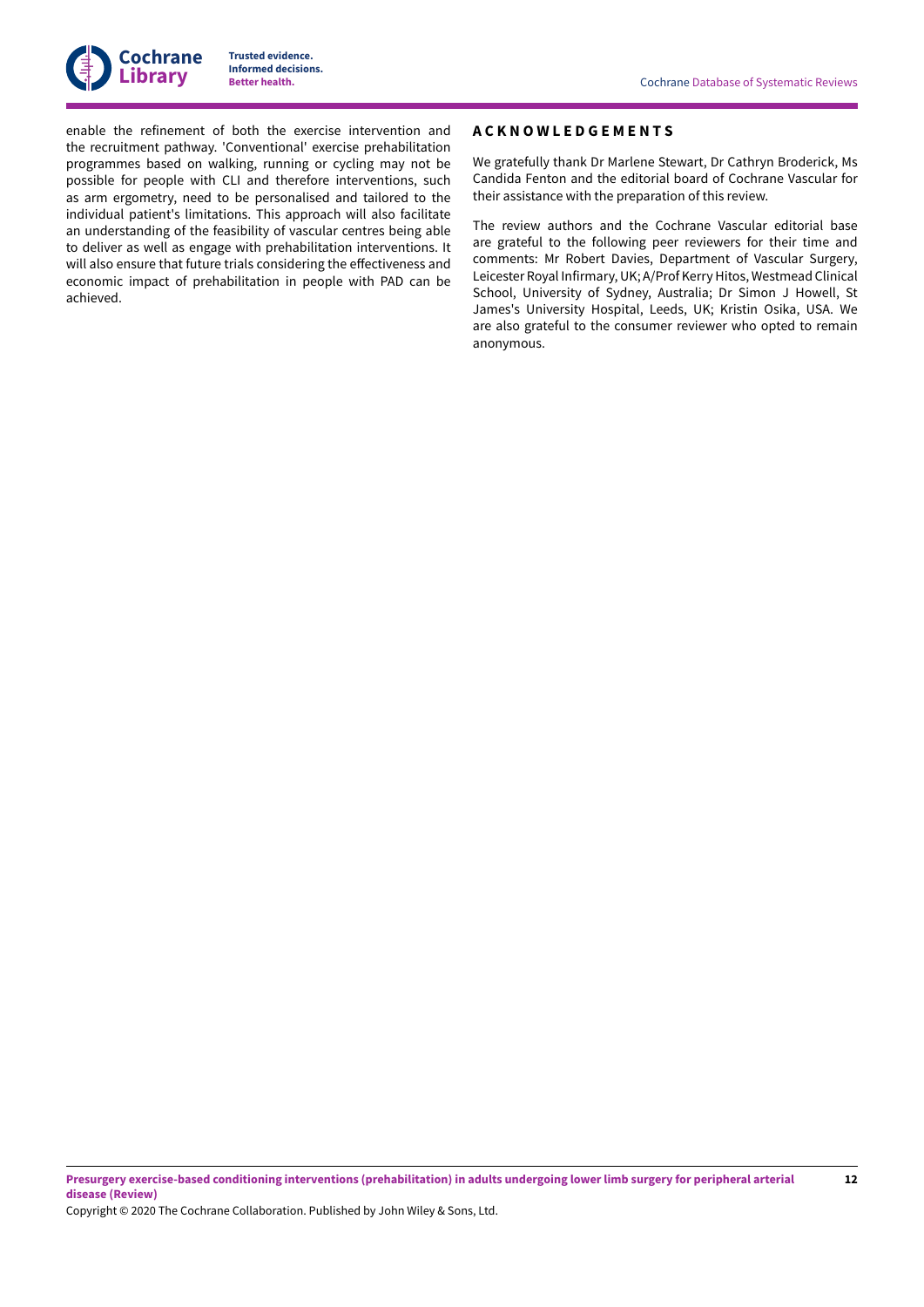enable the refinement of both the exercise intervention and the recruitment pathway. 'Conventional' exercise prehabilitation programmes based on walking, running or cycling may not be possible for people with CLI and therefore interventions, such as arm ergometry, need to be personalised and tailored to the individual patient's limitations. This approach will also facilitate an understanding of the feasibility of vascular centres being able to deliver as well as engage with prehabilitation interventions. It will also ensure that future trials considering the effectiveness and economic impact of prehabilitation in people with PAD can be achieved.

## ACKNOWLEDGEMENTS

We gratefully thank Dr Marlene Stewart, Dr Cathryn Broderick, Ms Candida Fenton and the editorial board of Cochrane Vascular for their assistance with the preparation of this review.

The review authors and the Cochrane Vascular editorial base are grateful to the following peer reviewers for their time and comments: Mr Robert Davies, Department of Vascular Surgery, Leicester Royal Infirmary, UK; A/Prof Kerry Hitos, Westmead Clinical School, University of Sydney, Australia; Dr Simon J Howell, St James's University Hospital, Leeds, UK; Kristin Osika, USA. We are also grateful to the consumer reviewer who opted to remain anonymous.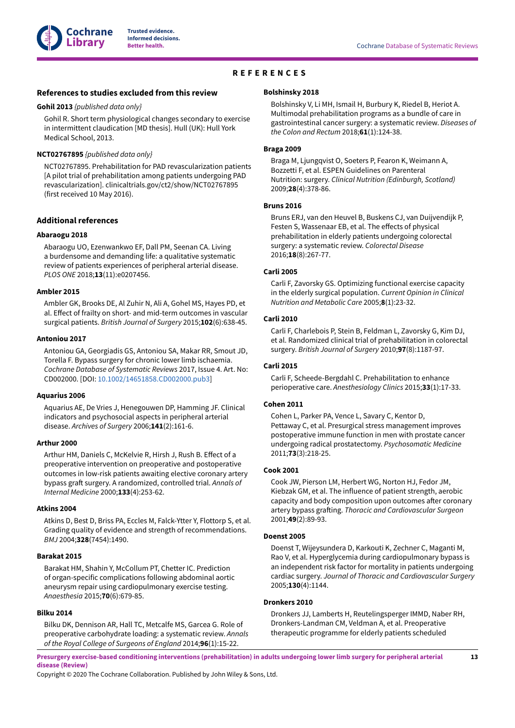# REFERENCES

## References to studies excluded from this review

### Gohil 2013 *{published data only}*

Gohil R. Short term physiological changes secondary to exercise in intermittent claudication [MD thesis]. Hull (UK): Hull York Medical School, 2013.

### NCT02767895 *{published data only}*

NCT02767895. Prehabilitation for PAD revascularization patients [A pilot trial of prehabilitation among patients undergoing PAD revascularization]. clinicaltrials.gov/ct2/show/NCT02767895 (first received 10 May 2016).

## Additional references

### Abaraogu 2018

Abaraogu UO, Ezenwankwo EF, Dall PM, Seenan CA. Living a burdensome and demanding life: a qualitative systematic review of patients experiences of peripheral arterial disease. *PLOS ONE* 2018;**13**(11):e0207456.

### Ambler 2015

Ambler GK, Brooks DE, Al Zuhir N, Ali A, Gohel MS, Hayes PD, et al. Effect of frailty on short- and mid-term outcomes in vascular surgical patients. *British Journal of Surgery* 2015;**102**(6):638-45.

### Antoniou 2017

Antoniou GA, Georgiadis GS, Antoniou SA, Makar RR, Smout JD, Torella F. Bypass surgery for chronic lower limb ischaemia. *Cochrane Database of Systematic Reviews* 2017, Issue 4. Art. No: CD002000. [DOI: 10.1002/14651858.CD002000.pub3]

### Aquarius 2006

Aquarius AE, De Vries J, Henegouwen DP, Hamming JF. Clinical indicators and psychosocial aspects in peripheral arterial disease. *Archives of Surgery* 2006;**141**(2):161-6.

### Arthur 2000

Arthur HM, Daniels C, McKelvie R, Hirsh J, Rush B. Effect of a preoperative intervention on preoperative and postoperative outcomes in low-risk patients awaiting elective coronary artery bypass graft surgery. A randomized, controlled trial. *Annals of Internal Medicine* 2000;**133**(4):253-62.

### Atkins 2004

Atkins D, Best D, Briss PA, Eccles M, Falck-Ytter Y, Flottorp S, et al. Grading quality of evidence and strength of recommendations. *BMJ* 2004;**328**(7454):1490.

### Barakat 2015

Barakat HM, Shahin Y, McCollum PT, Chetter IC. Prediction of organ-specific complications following abdominal aortic aneurysm repair using cardiopulmonary exercise testing. *Anaesthesia* 2015;**70**(6):679-85.

### Bilku 2014

Bilku DK, Dennison AR, Hall TC, Metcalfe MS, Garcea G. Role of preoperative carbohydrate loading: a systematic review. *Annals of the Royal College of Surgeons of England* 2014;**96**(1):15-22.

### Bolshinsky 2018

Bolshinsky V, Li MH, Ismail H, Burbury K, Riedel B, Heriot A. Multimodal prehabilitation programs as a bundle of care in gastrointestinal cancer surgery: a systematic review. *Diseases of the Colon and Rectum* 2018;**61**(1):124-38.

### Braga 2009

Braga M, Ljungqvist O, Soeters P, Fearon K, Weimann A, Bozzetti F, et al. ESPEN Guidelines on Parenteral Nutrition: surgery. *Clinical Nutrition (Edinburgh, Scotland)* 2009;**28**(4):378-86.

### Bruns 2016

Bruns ERJ, van den Heuvel B, Buskens CJ, van Duijvendijk P, Festen S, Wassenaar EB, et al. The effects of physical prehabilitation in elderly patients undergoing colorectal surgery: a systematic review. *Colorectal Disease* 2016;**18**(8):267-77.

### Carli 2005

Carli F, Zavorsky GS. Optimizing functional exercise capacity in the elderly surgical population. *Current Opinion in Clinical Nutrition and Metabolic Care* 2005;**8**(1):23-32.

### Carli 2010

Carli F, Charlebois P, Stein B, Feldman L, Zavorsky G, Kim DJ, et al. Randomized clinical trial of prehabilitation in colorectal surgery. *British Journal of Surgery* 2010;**97**(8):1187-97.

### Carli 2015

Carli F, Scheede-Bergdahl C. Prehabilitation to enhance perioperative care. *Anesthesiology Clinics* 2015;**33**(1):17-33.

### Cohen 2011

Cohen L, Parker PA, Vence L, Savary C, Kentor D, Pettaway C, et al. Presurgical stress management improves postoperative immune function in men with prostate cancer undergoing radical prostatectomy. *Psychosomatic Medicine* 2011;**73**(3):218-25.

### Cook 2001

Cook JW, Pierson LM, Herbert WG, Norton HJ, Fedor JM, Kiebzak GM, et al. The influence of patient strength, aerobic capacity and body composition upon outcomes after coronary artery bypass grafting. *Thoracic and Cardiovascular Surgeon* 2001;**49**(2):89-93.

### Doenst 2005

Doenst T, Wijeysundera D, Karkouti K, Zechner C, Maganti M, Rao V, et al. Hyperglycemia during cardiopulmonary bypass is an independent risk factor for mortality in patients undergoing cardiac surgery. *Journal of Thoracic and Cardiovascular Surgery* 2005;**130**(4):1144.

### Dronkers 2010

Dronkers JJ, Lamberts H, Reutelingsperger IMMD, Naber RH, Dronkers-Landman CM, Veldman A, et al. Preoperative therapeutic programme for elderly patients scheduled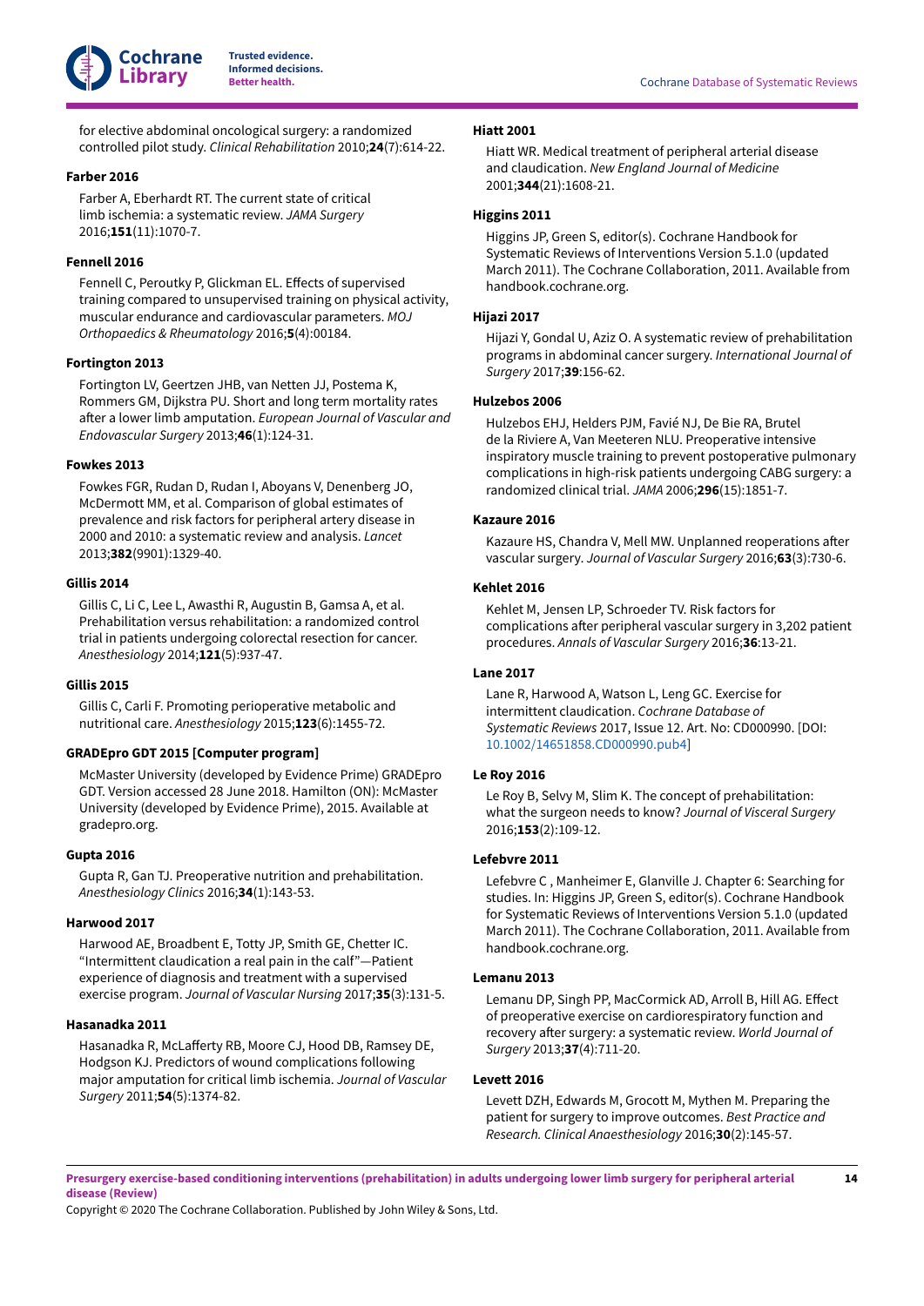for elective abdominal oncological surgery: a randomized controlled pilot study. *Clinical Rehabilitation* 2010;**24**(7):614-22.

**Farber 2016**

Farber A, Eberhardt RT. The current state of critical limb ischemia: a systematic review. *JAMA Surgery* 2016;**151**(11):1070-7.

**Fennell 2016**

Fennell C, Peroutky P, Glickman EL. Effects of supervised training compared to unsupervised training on physical activity, muscular endurance and cardiovascular parameters. *MOJ Orthopaedics & Rheumatology* 2016;**5**(4):00184.

**Fortington 2013**

Fortington LV, Geertzen JHB, van Netten JJ, Postema K, Rommers GM, Dijkstra PU. Short and long term mortality rates after a lower limb amputation. *European Journal of Vascular and Endovascular Surgery* 2013;**46**(1):124-31.

**Fowkes 2013**

Fowkes FGR, Rudan D, Rudan I, Aboyans V, Denenberg JO, McDermott MM, et al. Comparison of global estimates of prevalence and risk factors for peripheral artery disease in 2000 and 2010: a systematic review and analysis. *Lancet* 2013;**382**(9901):1329-40.

**Gillis 2014**

Gillis C, Li C, Lee L, Awasthi R, Augustin B, Gamsa A, et al. Prehabilitation versus rehabilitation: a randomized control trial in patients undergoing colorectal resection for cancer. *Anesthesiology* 2014;**121**(5):937-47.

**Gillis 2015**

Gillis C, Carli F. Promoting perioperative metabolic and nutritional care. *Anesthesiology* 2015;**123**(6):1455-72.

**GRADEpro GDT 2015 [Computer program]**

McMaster University (developed by Evidence Prime) GRADEpro GDT. Version accessed 28 June 2018. Hamilton (ON): McMaster University (developed by Evidence Prime), 2015. Available at gradepro.org.

**Gupta 2016**

Gupta R, Gan TJ. Preoperative nutrition and prehabilitation. *Anesthesiology Clinics* 2016;**34**(1):143-53.

**Harwood 2017**

Harwood AE, Broadbent E, Totty JP, Smith GE, Chetter IC. "Intermittent claudication a real pain in the calf"—Patient experience of diagnosis and treatment with a supervised exercise program. *Journal of Vascular Nursing* 2017;**35**(3):131-5.

**Hasanadka 2011**

Hasanadka R, McLafferty RB, Moore CJ, Hood DB, Ramsey DE, Hodgson KJ. Predictors of wound complications following major amputation for critical limb ischemia. *Journal of Vascular Surgery* 2011;**54**(5):1374-82.

**Hiatt 2001**

Hiatt WR. Medical treatment of peripheral arterial disease and claudication. *New England Journal of Medicine* 2001;**344**(21):1608-21.

**Higgins 2011**

Higgins JP, Green S, editor(s). Cochrane Handbook for Systematic Reviews of Interventions Version 5.1.0 (updated March 2011). The Cochrane Collaboration, 2011. Available from handbook.cochrane.org.

**Hijazi 2017**

Hijazi Y, Gondal U, Aziz O. A systematic review of prehabilitation programs in abdominal cancer surgery. *International Journal of Surgery* 2017;**39**:156-62.

**Hulzebos 2006**

Hulzebos EHJ, Helders PJM, Favié NJ, De Bie RA, Brutel de la Riviere A, Van Meeteren NLU. Preoperative intensive inspiratory muscle training to prevent postoperative pulmonary complications in high-risk patients undergoing CABG surgery: a randomized clinical trial. *JAMA* 2006;**296**(15):1851-7.

**Kazaure 2016**

Kazaure HS, Chandra V, Mell MW. Unplanned reoperations after vascular surgery. *Journal of Vascular Surgery* 2016;**63**(3):730-6.

**Kehlet 2016**

Kehlet M, Jensen LP, Schroeder TV. Risk factors for complications after peripheral vascular surgery in 3,202 patient procedures. *Annals of Vascular Surgery* 2016;**36**:13-21.

**Lane 2017**

Lane R, Harwood A, Watson L, Leng GC. Exercise for intermittent claudication. *Cochrane Database of Systematic Reviews* 2017, Issue 12. Art. No: CD000990. [DOI: 10.1002/14651858.CD000990.pub4]

**Le Roy 2016**

Le Roy B, Selvy M, Slim K. The concept of prehabilitation: what the surgeon needs to know? *Journal of Visceral Surgery* 2016;**153**(2):109-12.

**Lefebvre 2011**

Lefebvre C , Manheimer E, Glanville J. Chapter 6: Searching for studies. In: Higgins JP, Green S, editor(s). Cochrane Handbook for Systematic Reviews of Interventions Version 5.1.0 (updated March 2011). The Cochrane Collaboration, 2011. Available from handbook.cochrane.org.

**Lemanu 2013**

Lemanu DP, Singh PP, MacCormick AD, Arroll B, Hill AG. Effect of preoperative exercise on cardiorespiratory function and recovery after surgery: a systematic review. *World Journal of Surgery* 2013;**37**(4):711-20.

**Levett 2016**

Levett DZH, Edwards M, Grocott M, Mythen M. Preparing the patient for surgery to improve outcomes. *Best Practice and Research. Clinical Anaesthesiology* 2016;**30**(2):145-57.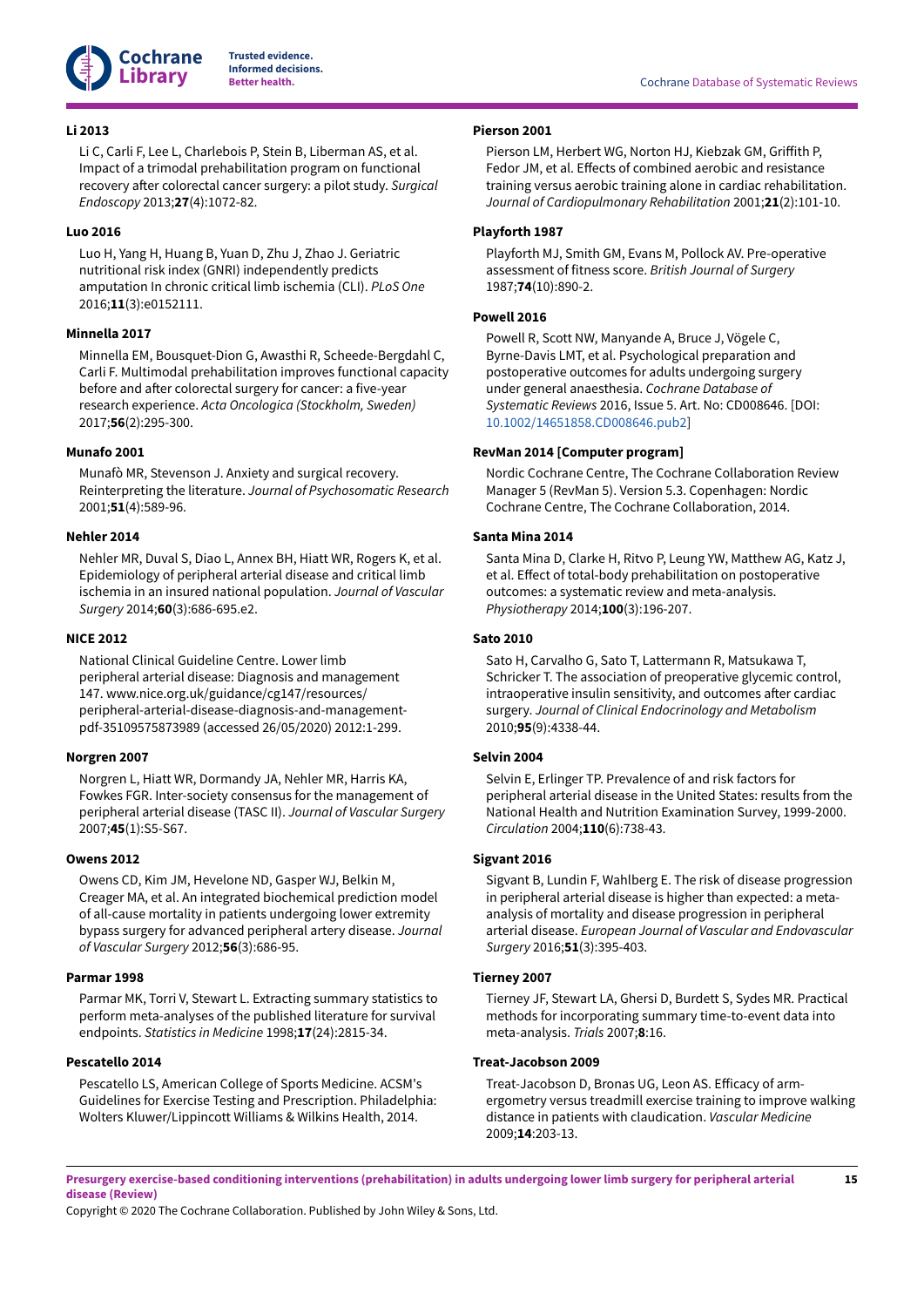**Li 2013**

Li C, Carli F, Lee L, Charlebois P, Stein B, Liberman AS, et al. Impact of a trimodal prehabilitation program on functional recovery after colorectal cancer surgery: a pilot study. *Surgical Endoscopy* 2013;**27**(4):1072-82.

**Luo 2016**

Luo H, Yang H, Huang B, Yuan D, Zhu J, Zhao J. Geriatric nutritional risk index (GNRI) independently predicts amputation In chronic critical limb ischemia (CLI). *PLoS One* 2016;**11**(3):e0152111.

**Minnella 2017**

Minnella EM, Bousquet-Dion G, Awasthi R, Scheede-Bergdahl C, Carli F. Multimodal prehabilitation improves functional capacity before and after colorectal surgery for cancer: a five-year research experience. *Acta Oncologica (Stockholm, Sweden)* 2017;**56**(2):295-300.

**Munafo 2001**

Munafò MR, Stevenson J. Anxiety and surgical recovery. Reinterpreting the literature. *Journal of Psychosomatic Research* 2001;**51**(4):589-96.

**Nehler 2014**

Nehler MR, Duval S, Diao L, Annex BH, Hiatt WR, Rogers K, et al. Epidemiology of peripheral arterial disease and critical limb ischemia in an insured national population. *Journal of Vascular Surgery* 2014;**60**(3):686-695.e2.

**NICE 2012**

National Clinical Guideline Centre. Lower limb peripheral arterial disease: Diagnosis and management 147. www.nice.org.uk/guidance/cg147/resources/peripheral-arterial-disease-diagnosis-and-management-pdf-35109575873989 (accessed 26/05/2020) 2012:1-299.

**Norgren 2007**

Norgren L, Hiatt WR, Dormandy JA, Nehler MR, Harris KA, Fowkes FGR. Inter-society consensus for the management of peripheral arterial disease (TASC II). *Journal of Vascular Surgery* 2007;**45**(1):S5-S67.

**Owens 2012**

Owens CD, Kim JM, Hevelone ND, Gasper WJ, Belkin M, Creager MA, et al. An integrated biochemical prediction model of all-cause mortality in patients undergoing lower extremity bypass surgery for peripheral artery disease. *Journal of Vascular Surgery* 2012;**56**(3):686-95.

**Parmar 1998**

Parmar MK, Torri V, Stewart L. Extracting summary statistics to perform meta-analyses of the published literature for survival endpoints. *Statistics in Medicine* 1998;**17**(24):2815-34.

**Pescatello 2014**

Pescatello LS, American College of Sports Medicine. ACSM's Guidelines for Exercise Testing and Prescription. Philadelphia: Wolters Kluwer/Lippincott Williams & Wilkins Health, 2014.

**Pierson 2001**

Pierson LM, Herbert WG, Norton HJ, Kiebzak GM, Griffith P, Fedor JM, et al. Effects of combined aerobic and resistance training versus aerobic training alone in cardiac rehabilitation. *Journal of Cardiopulmonary Rehabilitation* 2001;**21**(2):101-10.

**Playforth 1987**

Playforth MJ, Smith GM, Evans M, Pollock AV. Pre-operative assessment of fitness score. *British Journal of Surgery* 1987;**74**(10):890-2.

**Powell 2016**

Powell R, Scott NW, Manyande A, Bruce J, Vögele C, Byrne-Davis LMT, et al. Psychological preparation and postoperative outcomes for adults undergoing surgery under general anaesthesia. *Cochrane Database of Systematic Reviews* 2016, Issue 5. Art. No: CD008646. [DOI: 10.1002/14651858.CD008646.pub2]

**RevMan 2014 [Computer program]**

Nordic Cochrane Centre, The Cochrane Collaboration Review Manager 5 (RevMan 5). Version 5.3. Copenhagen: Nordic Cochrane Centre, The Cochrane Collaboration, 2014.

**Santa Mina 2014**

Santa Mina D, Clarke H, Ritvo P, Leung YW, Matthew AG, Katz J, et al. Effect of total-body prehabilitation on postoperative outcomes: a systematic review and meta-analysis. *Physiotherapy* 2014;**100**(3):196-207.

**Sato 2010**

Sato H, Carvalho G, Sato T, Lattermann R, Matsukawa T, Schricker T. The association of preoperative glycemic control, intraoperative insulin sensitivity, and outcomes after cardiac surgery. *Journal of Clinical Endocrinology and Metabolism* 2010;**95**(9):4338-44.

**Selvin 2004**

Selvin E, Erlinger TP. Prevalence of and risk factors for peripheral arterial disease in the United States: results from the National Health and Nutrition Examination Survey, 1999-2000. *Circulation* 2004;**110**(6):738-43.

**Sigvant 2016**

Sigvant B, Lundin F, Wahlberg E. The risk of disease progression in peripheral arterial disease is higher than expected: a meta-analysis of mortality and disease progression in peripheral arterial disease. *European Journal of Vascular and Endovascular Surgery* 2016;**51**(3):395-403.

**Tierney 2007**

Tierney JF, Stewart LA, Ghersi D, Burdett S, Sydes MR. Practical methods for incorporating summary time-to-event data into meta-analysis. *Trials* 2007;**8**:16.

**Treat-Jacobson 2009**

Treat-Jacobson D, Bronas UG, Leon AS. Efficacy of arm-ergometry versus treadmill exercise training to improve walking distance in patients with claudication. *Vascular Medicine* 2009;**14**:203-13.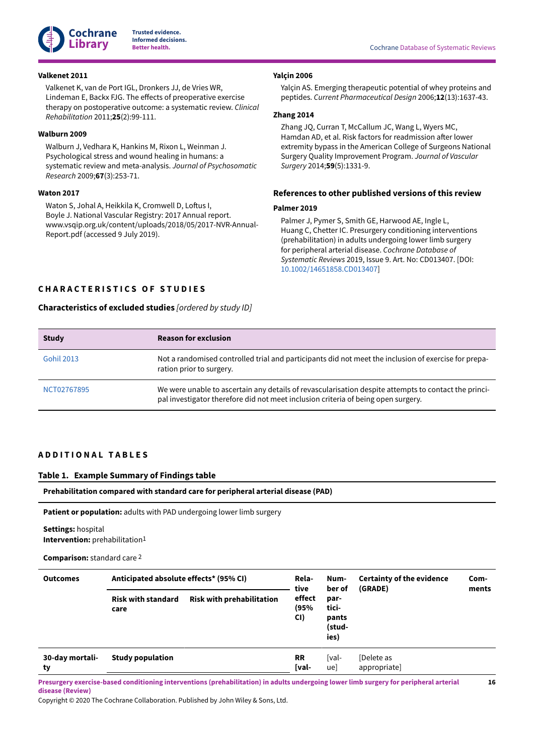**Valkenet 2011**

Valkenet K, van de Port IGL, Dronkers JJ, de Vries WR, Lindeman E, Backx FJG. The effects of preoperative exercise therapy on postoperative outcome: a systematic review. *Clinical Rehabilitation* 2011;**25**(2):99-111.

**Walburn 2009**

Walburn J, Vedhara K, Hankins M, Rixon L, Weinman J. Psychological stress and wound healing in humans: a systematic review and meta-analysis. *Journal of Psychosomatic Research* 2009;**67**(3):253-71.

**Waton 2017**

Waton S, Johal A, Heikkila K, Cromwell D, Loftus I, Boyle J. National Vascular Registry: 2017 Annual report. www.vsqip.org.uk/content/uploads/2018/05/2017-NVR-Annual-Report.pdf (accessed 9 July 2019).

**Yalçin 2006**

Yalçin AS. Emerging therapeutic potential of whey proteins and peptides. *Current Pharmaceutical Design* 2006;**12**(13):1637-43.

**Zhang 2014**

Zhang JQ, Curran T, McCallum JC, Wang L, Wyers MC, Hamdan AD, et al. Risk factors for readmission after lower extremity bypass in the American College of Surgeons National Surgery Quality Improvement Program. *Journal of Vascular Surgery* 2014;**59**(5):1331-9.

## References to other published versions of this review

**Palmer 2019**

Palmer J, Pymer S, Smith GE, Harwood AE, Ingle L, Huang C, Chetter IC. Presurgery conditioning interventions (prehabilitation) in adults undergoing lower limb surgery for peripheral arterial disease. *Cochrane Database of Systematic Reviews* 2019, Issue 9. Art. No: CD013407. [DOI: 10.1002/14651858.CD013407]

# CHARACTERISTICS OF STUDIES

## Characteristics of excluded studies *[ordered by study ID]*

| Study | Reason for exclusion |
|---|---|
| Gohil 2013 | Not a randomised controlled trial and participants did not meet the inclusion of exercise for preparation prior to surgery. |
| NCT02767895 | We were unable to ascertain any details of revascularisation despite attempts to contact the principal investigator therefore did not meet inclusion criteria of being open surgery. |

# ADDITIONAL TABLES

### Table 1. Example Summary of Findings table

**Prehabilitation compared with standard care for peripheral arterial disease (PAD)**

**Patient or population:** adults with PAD undergoing lower limb surgery

**Settings:** hospital
**Intervention:** prehabilitation[1]

**Comparison:** standard care [2]

| Outcomes | Anticipated absolute effects* (95% CI) | | Relative effect (95% CI) | Number of participants (studies) | Certainty of the evidence (GRADE) | Comments |
|---|---|---|---|---|---|---|
| | Risk with standard care | Risk with prehabilitation | | | | |
| 30-day mortality | Study population | | RR [val- | [value] | [Delete as appropriate] | |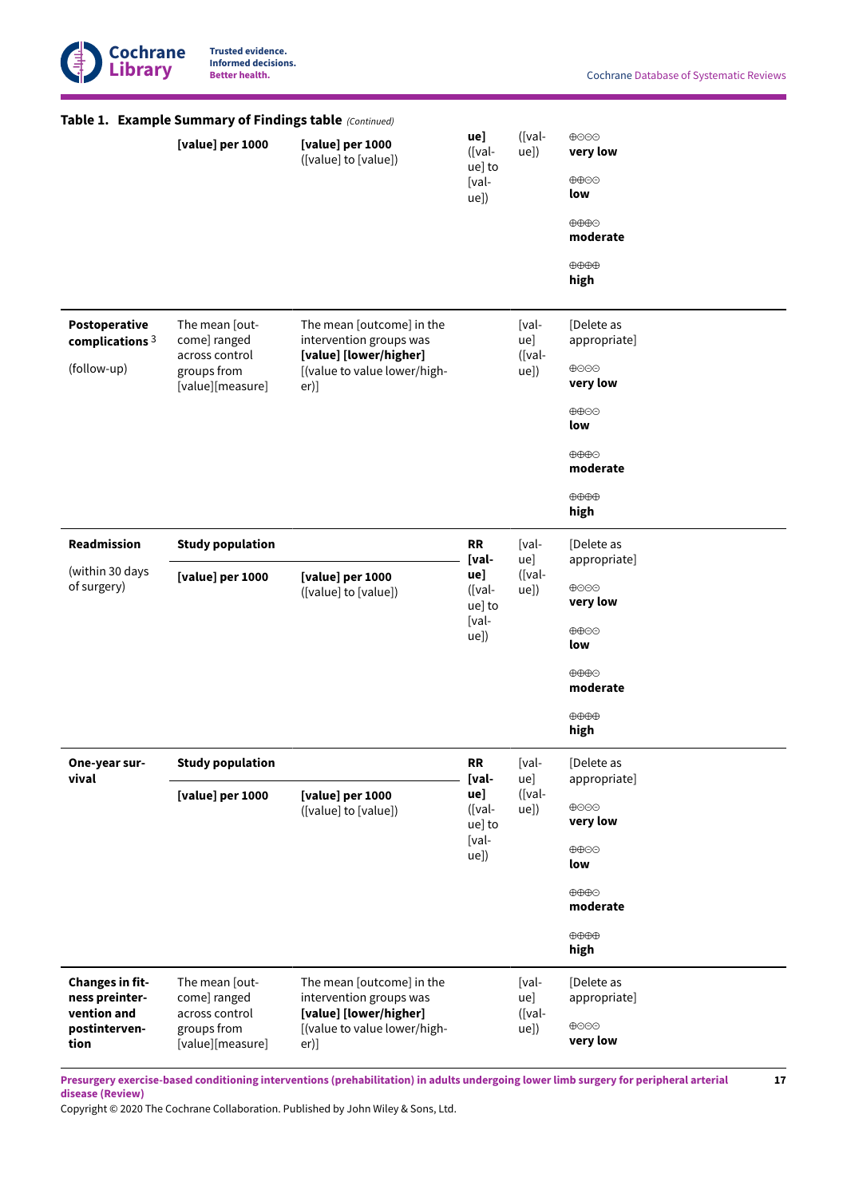**Table 1. Example Summary of Findings table** *(Continued)*

| | | | | | |
|---|---|---|---|---|---|
| | **[value] per 1000** | **[value] per 1000** ([value] to [value]) | **ue]** ([value] to [value]) | ([value]) | ⊕⊝⊝⊝ **very low** ⊕⊕⊝⊝ **low** ⊕⊕⊕⊝ **moderate** ⊕⊕⊕⊕ **high** |
| **Postoperative complications** [3] (follow-up) | The mean [outcome] ranged across control groups from [value][measure] | The mean [outcome] in the intervention groups was **[value] [lower/higher]** [(value to value lower/higher)] | | [value] ([value]) | [Delete as appropriate] ⊕⊝⊝⊝ **very low** ⊕⊕⊝⊝ **low** ⊕⊕⊕⊝ **moderate** ⊕⊕⊕⊕ **high** |
| **Readmission** (within 30 days of surgery) | **Study population** | | **RR [value]** ([value] to [value]) | [value] ([value]) | [Delete as appropriate] ⊕⊝⊝⊝ **very low** ⊕⊕⊝⊝ **low** ⊕⊕⊕⊝ **moderate** ⊕⊕⊕⊕ **high** |
| | **[value] per 1000** | **[value] per 1000** ([value] to [value]) | | | |
| **One-year survival** | **Study population** | | **RR [value]** ([value] to [value]) | [value] ([value]) | [Delete as appropriate] ⊕⊝⊝⊝ **very low** ⊕⊕⊝⊝ **low** ⊕⊕⊕⊝ **moderate** ⊕⊕⊕⊕ **high** |
| | **[value] per 1000** | **[value] per 1000** ([value] to [value]) | | | |
| **Changes in fitness preintervention and postintervention** | The mean [outcome] ranged across control groups from [value][measure] | The mean [outcome] in the intervention groups was **[value] [lower/higher]** [(value to value lower/higher)] | | [value] ([value]) | [Delete as appropriate] ⊕⊝⊝⊝ **very low** |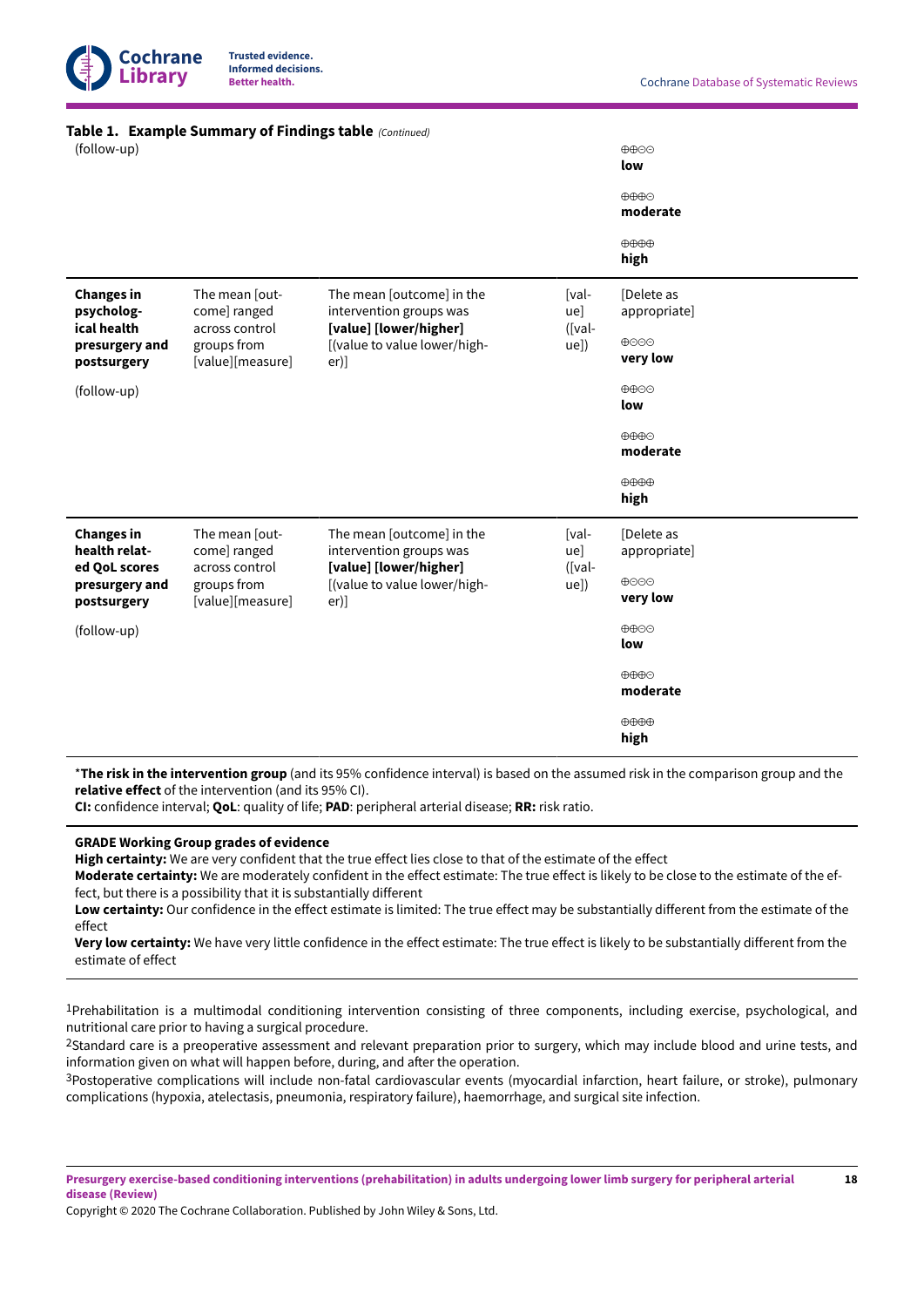**Table 1. Example Summary of Findings table** *(Continued)*

| | | | | |
|---|---|---|---|---|
| (follow-up) | | | | ⊕⊕⊝⊝ **low**<br><br>⊕⊕⊕⊝ **moderate**<br><br>⊕⊕⊕⊕ **high** |
| **Changes in psychological health presurgery and postsurgery**<br><br>(follow-up) | The mean [outcome] ranged across control groups from [value][measure] | The mean [outcome] in the intervention groups was **[value] [lower/higher]** [(value to value lower/higher)] | [value] ([value]) | [Delete as appropriate]<br><br>⊕⊝⊝⊝ **very low**<br><br>⊕⊕⊝⊝ **low**<br><br>⊕⊕⊕⊝ **moderate**<br><br>⊕⊕⊕⊕ **high** |
| **Changes in health related QoL scores presurgery and postsurgery**<br><br>(follow-up) | The mean [outcome] ranged across control groups from [value][measure] | The mean [outcome] in the intervention groups was **[value] [lower/higher]** [(value to value lower/higher)] | [value] ([value]) | [Delete as appropriate]<br><br>⊕⊝⊝⊝ **very low**<br><br>⊕⊕⊝⊝ **low**<br><br>⊕⊕⊕⊝ **moderate**<br><br>⊕⊕⊕⊕ **high** |

*__The risk in the intervention group__ (and its 95% confidence interval) is based on the assumed risk in the comparison group and the **relative effect** of the intervention (and its 95% CI).
**CI:** confidence interval; **QoL**: quality of life; **PAD**: peripheral arterial disease; **RR:** risk ratio.

**GRADE Working Group grades of evidence**
**High certainty:** We are very confident that the true effect lies close to that of the estimate of the effect
**Moderate certainty:** We are moderately confident in the effect estimate: The true effect is likely to be close to the estimate of the effect, but there is a possibility that it is substantially different
**Low certainty:** Our confidence in the effect estimate is limited: The true effect may be substantially different from the estimate of the effect
**Very low certainty:** We have very little confidence in the effect estimate: The true effect is likely to be substantially different from the estimate of effect

[1]Prehabilitation is a multimodal conditioning intervention consisting of three components, including exercise, psychological, and nutritional care prior to having a surgical procedure.
[2]Standard care is a preoperative assessment and relevant preparation prior to surgery, which may include blood and urine tests, and information given on what will happen before, during, and after the operation.
[3]Postoperative complications will include non-fatal cardiovascular events (myocardial infarction, heart failure, or stroke), pulmonary complications (hypoxia, atelectasis, pneumonia, respiratory failure), haemorrhage, and surgical site infection.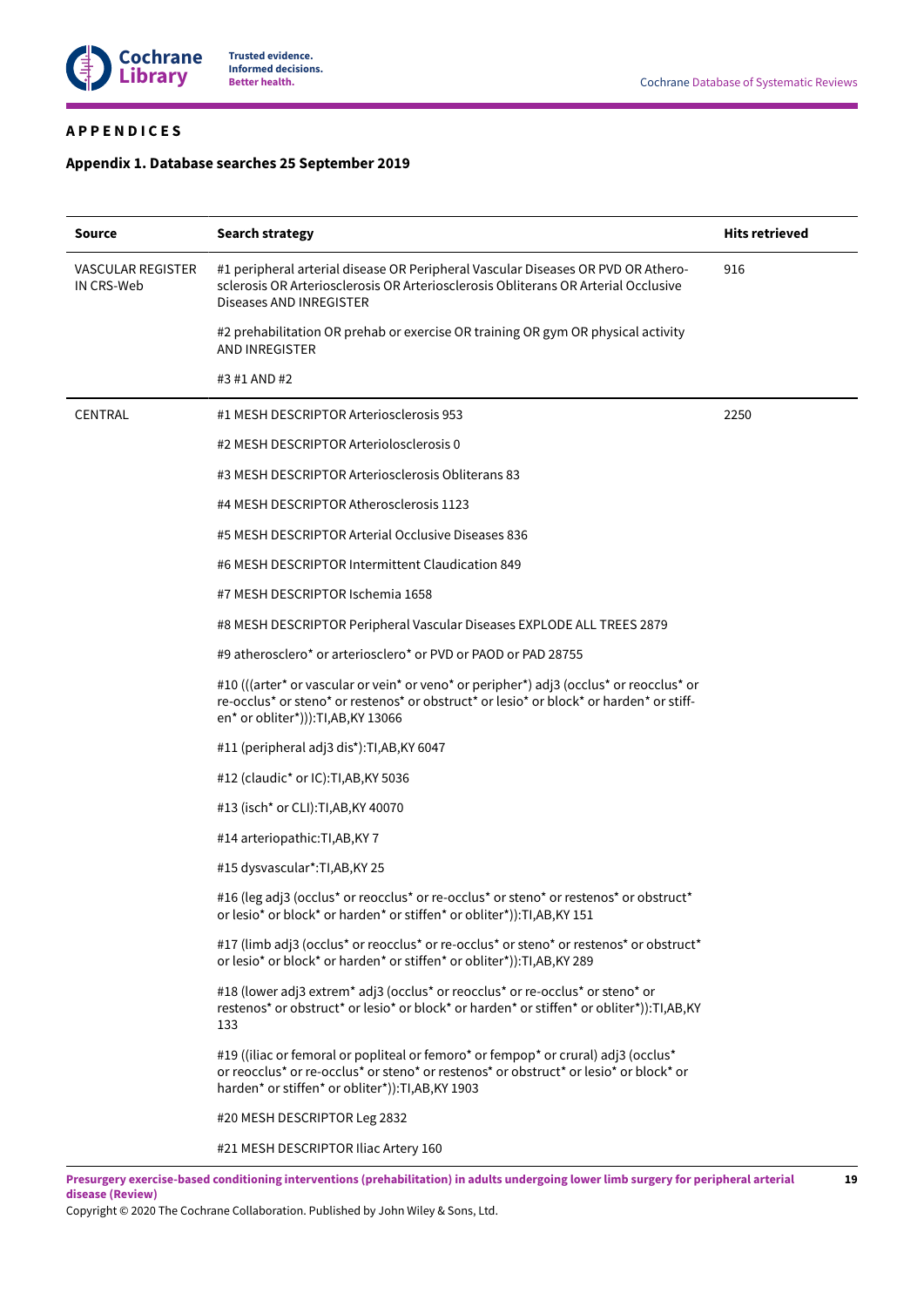## APPENDICES

### Appendix 1. Database searches 25 September 2019

| Source | Search strategy | Hits retrieved |
|---|---|---|
| VASCULAR REGISTER IN CRS-Web | #1 peripheral arterial disease OR Peripheral Vascular Diseases OR PVD OR Atherosclerosis OR Arteriosclerosis OR Arteriosclerosis Obliterans OR Arterial Occlusive Diseases AND INREGISTER | 916 |
| | #2 prehabilitation OR prehab or exercise OR training OR gym OR physical activity AND INREGISTER | |
| | #3 #1 AND #2 | |
| CENTRAL | #1 MESH DESCRIPTOR Arteriosclerosis 953 | 2250 |
| | #2 MESH DESCRIPTOR Arteriolosclerosis 0 | |
| | #3 MESH DESCRIPTOR Arteriosclerosis Obliterans 83 | |
| | #4 MESH DESCRIPTOR Atherosclerosis 1123 | |
| | #5 MESH DESCRIPTOR Arterial Occlusive Diseases 836 | |
| | #6 MESH DESCRIPTOR Intermittent Claudication 849 | |
| | #7 MESH DESCRIPTOR Ischemia 1658 | |
| | #8 MESH DESCRIPTOR Peripheral Vascular Diseases EXPLODE ALL TREES 2879 | |
| | #9 atherosclero* or arteriosclero* or PVD or PAOD or PAD 28755 | |
| | #10 (((arter* or vascular or vein* or veno* or peripher*) adj3 (occlus* or reocclus* or re-occlus* or steno* or restenos* or obstruct* or lesio* or block* or harden* or stiffen* or obliter*))):TI,AB,KY 13066 | |
| | #11 (peripheral adj3 dis*):TI,AB,KY 6047 | |
| | #12 (claudic* or IC):TI,AB,KY 5036 | |
| | #13 (isch* or CLI):TI,AB,KY 40070 | |
| | #14 arteriopathic:TI,AB,KY 7 | |
| | #15 dysvascular*:TI,AB,KY 25 | |
| | #16 (leg adj3 (occlus* or reocclus* or re-occlus* or steno* or restenos* or obstruct* or lesio* or block* or harden* or stiffen* or obliter*)):TI,AB,KY 151 | |
| | #17 (limb adj3 (occlus* or reocclus* or re-occlus* or steno* or restenos* or obstruct* or lesio* or block* or harden* or stiffen* or obliter*)):TI,AB,KY 289 | |
| | #18 (lower adj3 extrem* adj3 (occlus* or reocclus* or re-occlus* or steno* or restenos* or obstruct* or lesio* or block* or harden* or stiffen* or obliter*)):TI,AB,KY 133 | |
| | #19 ((iliac or femoral or popliteal or femoro* or fempop* or crural) adj3 (occlus* or reocclus* or re-occlus* or steno* or restenos* or obstruct* or lesio* or block* or harden* or stiffen* or obliter*)):TI,AB,KY 1903 | |
| | #20 MESH DESCRIPTOR Leg 2832 | |
| | #21 MESH DESCRIPTOR Iliac Artery 160 | |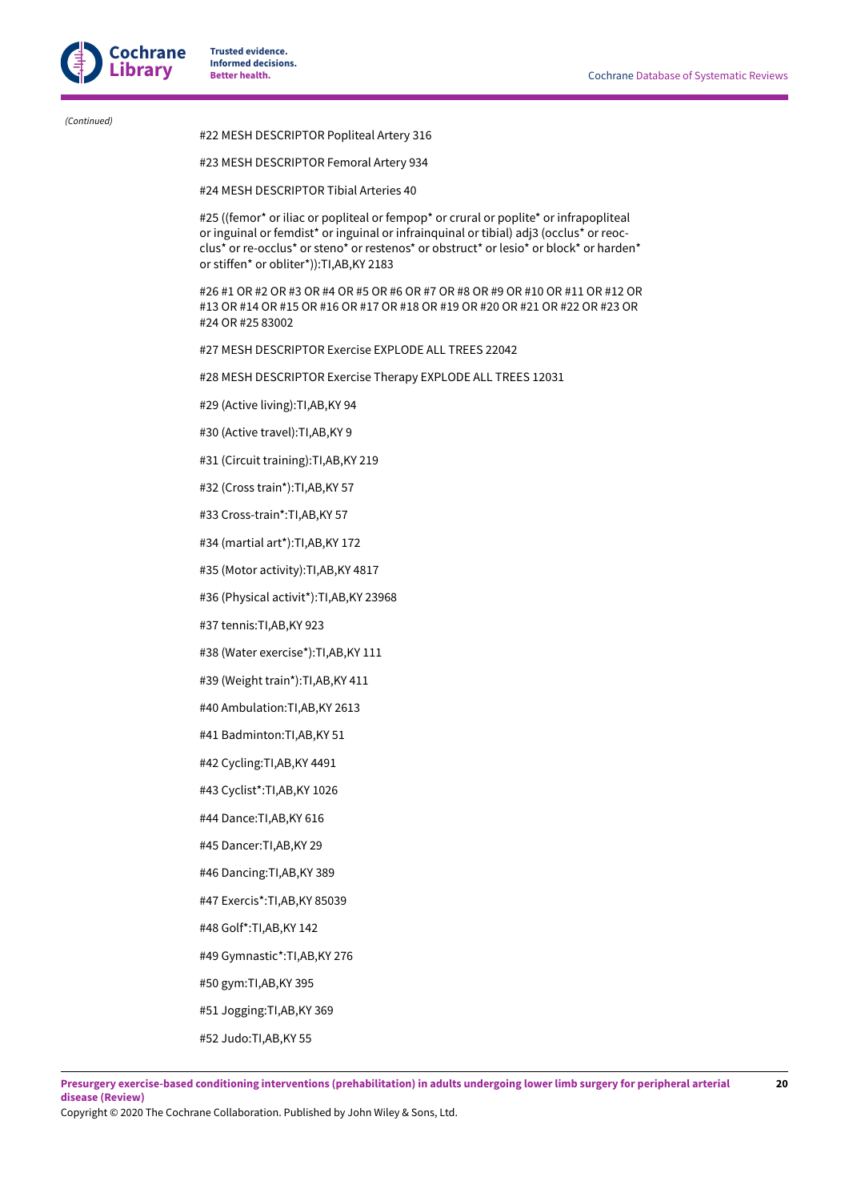*(Continued)*

#22 MESH DESCRIPTOR Popliteal Artery 316

#23 MESH DESCRIPTOR Femoral Artery 934

#24 MESH DESCRIPTOR Tibial Arteries 40

#25 ((femor* or iliac or popliteal or fempop* or crural or poplite* or infrapopliteal or inguinal or femdist* or inguinal or infrainquinal or tibial) adj3 (occlus* or reocclus* or re-occlus* or steno* or restenos* or obstruct* or lesio* or block* or harden* or stiffen* or obliter*)):TI,AB,KY 2183

#26 #1 OR #2 OR #3 OR #4 OR #5 OR #6 OR #7 OR #8 OR #9 OR #10 OR #11 OR #12 OR #13 OR #14 OR #15 OR #16 OR #17 OR #18 OR #19 OR #20 OR #21 OR #22 OR #23 OR #24 OR #25 83002

#27 MESH DESCRIPTOR Exercise EXPLODE ALL TREES 22042

#28 MESH DESCRIPTOR Exercise Therapy EXPLODE ALL TREES 12031

#29 (Active living):TI,AB,KY 94

#30 (Active travel):TI,AB,KY 9

#31 (Circuit training):TI,AB,KY 219

#32 (Cross train*):TI,AB,KY 57

#33 Cross-train*:TI,AB,KY 57

#34 (martial art*):TI,AB,KY 172

#35 (Motor activity):TI,AB,KY 4817

#36 (Physical activit*):TI,AB,KY 23968

#37 tennis:TI,AB,KY 923

#38 (Water exercise*):TI,AB,KY 111

#39 (Weight train*):TI,AB,KY 411

#40 Ambulation:TI,AB,KY 2613

#41 Badminton:TI,AB,KY 51

#42 Cycling:TI,AB,KY 4491

#43 Cyclist*:TI,AB,KY 1026

#44 Dance:TI,AB,KY 616

#45 Dancer:TI,AB,KY 29

#46 Dancing:TI,AB,KY 389

#47 Exercis*:TI,AB,KY 85039

#48 Golf*:TI,AB,KY 142

#49 Gymnastic*:TI,AB,KY 276

#50 gym:TI,AB,KY 395

#51 Jogging:TI,AB,KY 369

#52 Judo:TI,AB,KY 55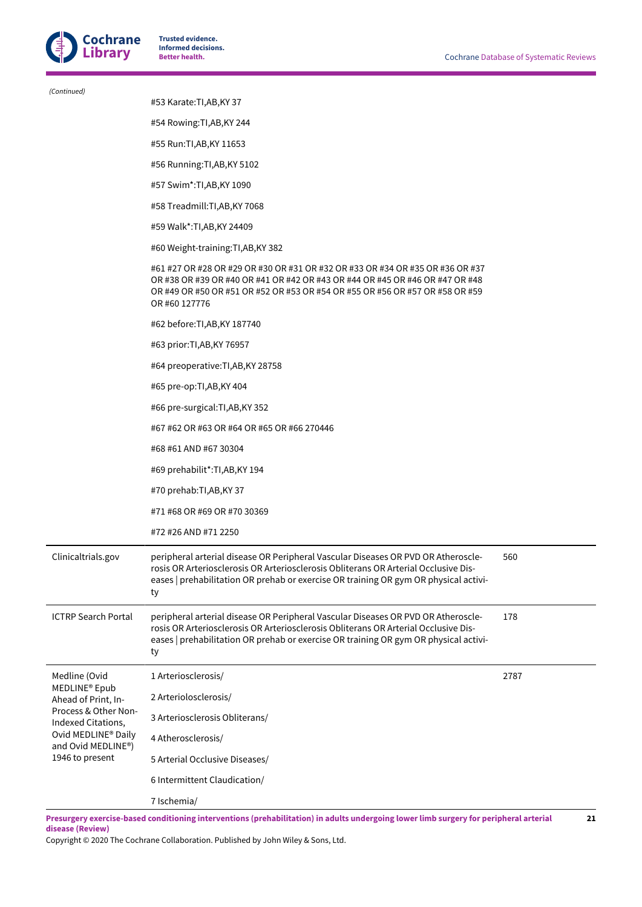*(Continued)*

| | | |
|---|---|---|
| | #53 Karate:TI,AB,KY 37 | |
| | #54 Rowing:TI,AB,KY 244 | |
| | #55 Run:TI,AB,KY 11653 | |
| | #56 Running:TI,AB,KY 5102 | |
| | #57 Swim*:TI,AB,KY 1090 | |
| | #58 Treadmill:TI,AB,KY 7068 | |
| | #59 Walk*:TI,AB,KY 24409 | |
| | #60 Weight-training:TI,AB,KY 382 | |
| | #61 #27 OR #28 OR #29 OR #30 OR #31 OR #32 OR #33 OR #34 OR #35 OR #36 OR #37 OR #38 OR #39 OR #40 OR #41 OR #42 OR #43 OR #44 OR #45 OR #46 OR #47 OR #48 OR #49 OR #50 OR #51 OR #52 OR #53 OR #54 OR #55 OR #56 OR #57 OR #58 OR #59 OR #60 127776 | |
| | #62 before:TI,AB,KY 187740 | |
| | #63 prior:TI,AB,KY 76957 | |
| | #64 preoperative:TI,AB,KY 28758 | |
| | #65 pre-op:TI,AB,KY 404 | |
| | #66 pre-surgical:TI,AB,KY 352 | |
| | #67 #62 OR #63 OR #64 OR #65 OR #66 270446 | |
| | #68 #61 AND #67 30304 | |
| | #69 prehabilit*:TI,AB,KY 194 | |
| | #70 prehab:TI,AB,KY 37 | |
| | #71 #68 OR #69 OR #70 30369 | |
| | #72 #26 AND #71 2250 | |
| Clinicaltrials.gov | peripheral arterial disease OR Peripheral Vascular Diseases OR PVD OR Atherosclerosis OR Arteriosclerosis OR Arteriosclerosis Obliterans OR Arterial Occlusive Diseases \| prehabilitation OR prehab or exercise OR training OR gym OR physical activity | 560 |
| ICTRP Search Portal | peripheral arterial disease OR Peripheral Vascular Diseases OR PVD OR Atherosclerosis OR Arteriosclerosis OR Arteriosclerosis Obliterans OR Arterial Occlusive Diseases \| prehabilitation OR prehab or exercise OR training OR gym OR physical activity | 178 |
| Medline (Ovid MEDLINE® Epub Ahead of Print, In-Process & Other Non-Indexed Citations, Ovid MEDLINE® Daily and Ovid MEDLINE®) 1946 to present | 1 Arteriosclerosis/ | 2787 |
| | 2 Arteriolosclerosis/ | |
| | 3 Arteriosclerosis Obliterans/ | |
| | 4 Atherosclerosis/ | |
| | 5 Arterial Occlusive Diseases/ | |
| | 6 Intermittent Claudication/ | |
| | 7 Ischemia/ | |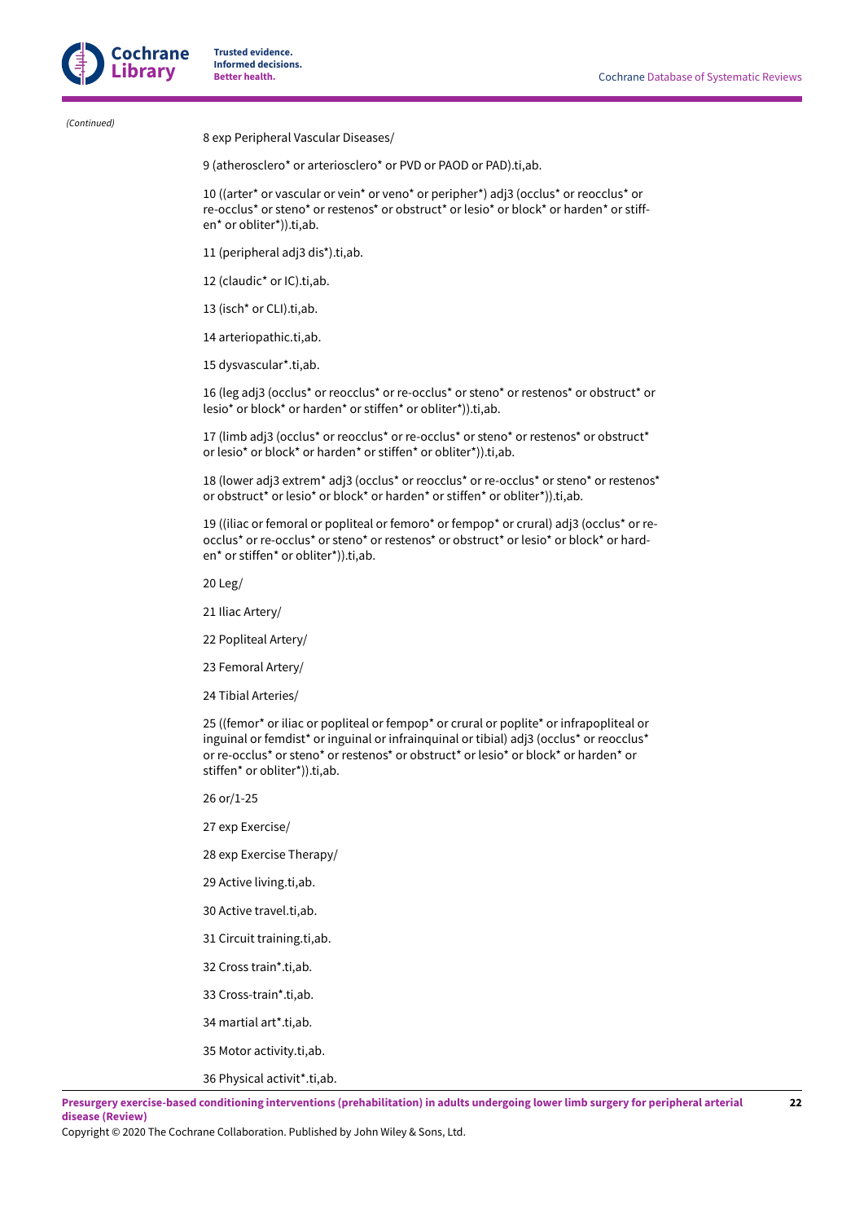*(Continued)*

8 exp Peripheral Vascular Diseases/

9 (atherosclero* or arteriosclero* or PVD or PAOD or PAD).ti,ab.

10 ((arter* or vascular or vein* or veno* or peripher*) adj3 (occlus* or reocclus* or re-occlus* or steno* or restenos* or obstruct* or lesio* or block* or harden* or stiffen* or obliter*)).ti,ab.

11 (peripheral adj3 dis*).ti,ab.

12 (claudic* or IC).ti,ab.

13 (isch* or CLI).ti,ab.

14 arteriopathic.ti,ab.

15 dysvascular*.ti,ab.

16 (leg adj3 (occlus* or reocclus* or re-occlus* or steno* or restenos* or obstruct* or lesio* or block* or harden* or stiffen* or obliter*)).ti,ab.

17 (limb adj3 (occlus* or reocclus* or re-occlus* or steno* or restenos* or obstruct* or lesio* or block* or harden* or stiffen* or obliter*)).ti,ab.

18 (lower adj3 extrem* adj3 (occlus* or reocclus* or re-occlus* or steno* or restenos* or obstruct* or lesio* or block* or harden* or stiffen* or obliter*)).ti,ab.

19 ((iliac or femoral or popliteal or femoro* or fempop* or crural) adj3 (occlus* or reocclus* or re-occlus* or steno* or restenos* or obstruct* or lesio* or block* or harden* or stiffen* or obliter*)).ti,ab.

20 Leg/

21 Iliac Artery/

22 Popliteal Artery/

23 Femoral Artery/

24 Tibial Arteries/

25 ((femor* or iliac or popliteal or fempop* or crural or poplite* or infrapopliteal or inguinal or femdist* or inguinal or infrainquinal or tibial) adj3 (occlus* or reocclus* or re-occlus* or steno* or restenos* or obstruct* or lesio* or block* or harden* or stiffen* or obliter*)).ti,ab.

26 or/1-25

27 exp Exercise/

28 exp Exercise Therapy/

29 Active living.ti,ab.

30 Active travel.ti,ab.

31 Circuit training.ti,ab.

32 Cross train*.ti,ab.

33 Cross-train*.ti,ab.

34 martial art*.ti,ab.

35 Motor activity.ti,ab.

36 Physical activit*.ti,ab.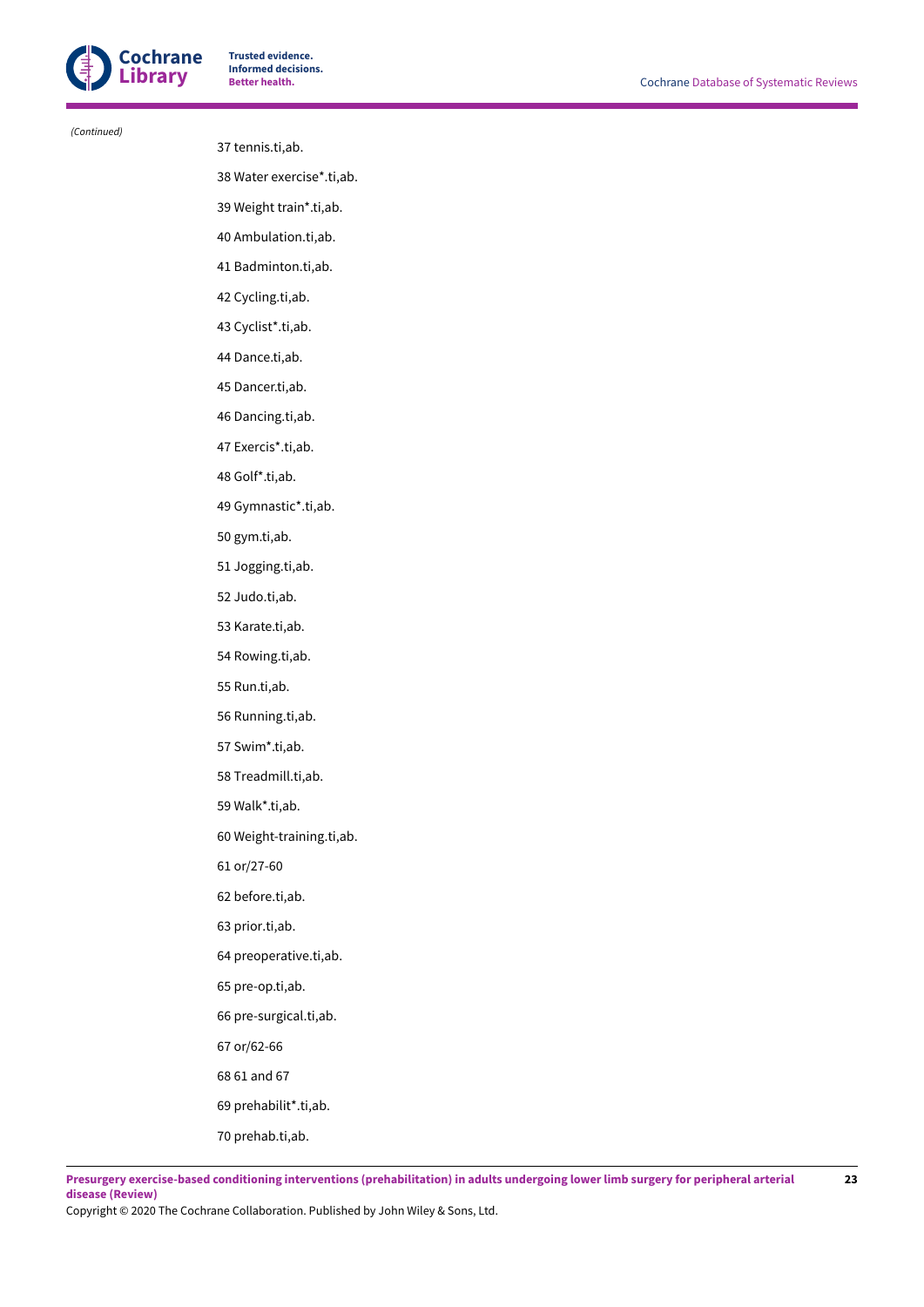*(Continued)*

37 tennis.ti,ab.

38 Water exercise*.ti,ab.

39 Weight train*.ti,ab.

40 Ambulation.ti,ab.

41 Badminton.ti,ab.

42 Cycling.ti,ab.

43 Cyclist*.ti,ab.

44 Dance.ti,ab.

45 Dancer.ti,ab.

46 Dancing.ti,ab.

47 Exercis*.ti,ab.

48 Golf*.ti,ab.

49 Gymnastic*.ti,ab.

50 gym.ti,ab.

51 Jogging.ti,ab.

52 Judo.ti,ab.

53 Karate.ti,ab.

54 Rowing.ti,ab.

55 Run.ti,ab.

56 Running.ti,ab.

57 Swim*.ti,ab.

58 Treadmill.ti,ab.

59 Walk*.ti,ab.

60 Weight-training.ti,ab.

61 or/27-60

62 before.ti,ab.

63 prior.ti,ab.

64 preoperative.ti,ab.

65 pre-op.ti,ab.

66 pre-surgical.ti,ab.

67 or/62-66

68 61 and 67

69 prehabilit*.ti,ab.

70 prehab.ti,ab.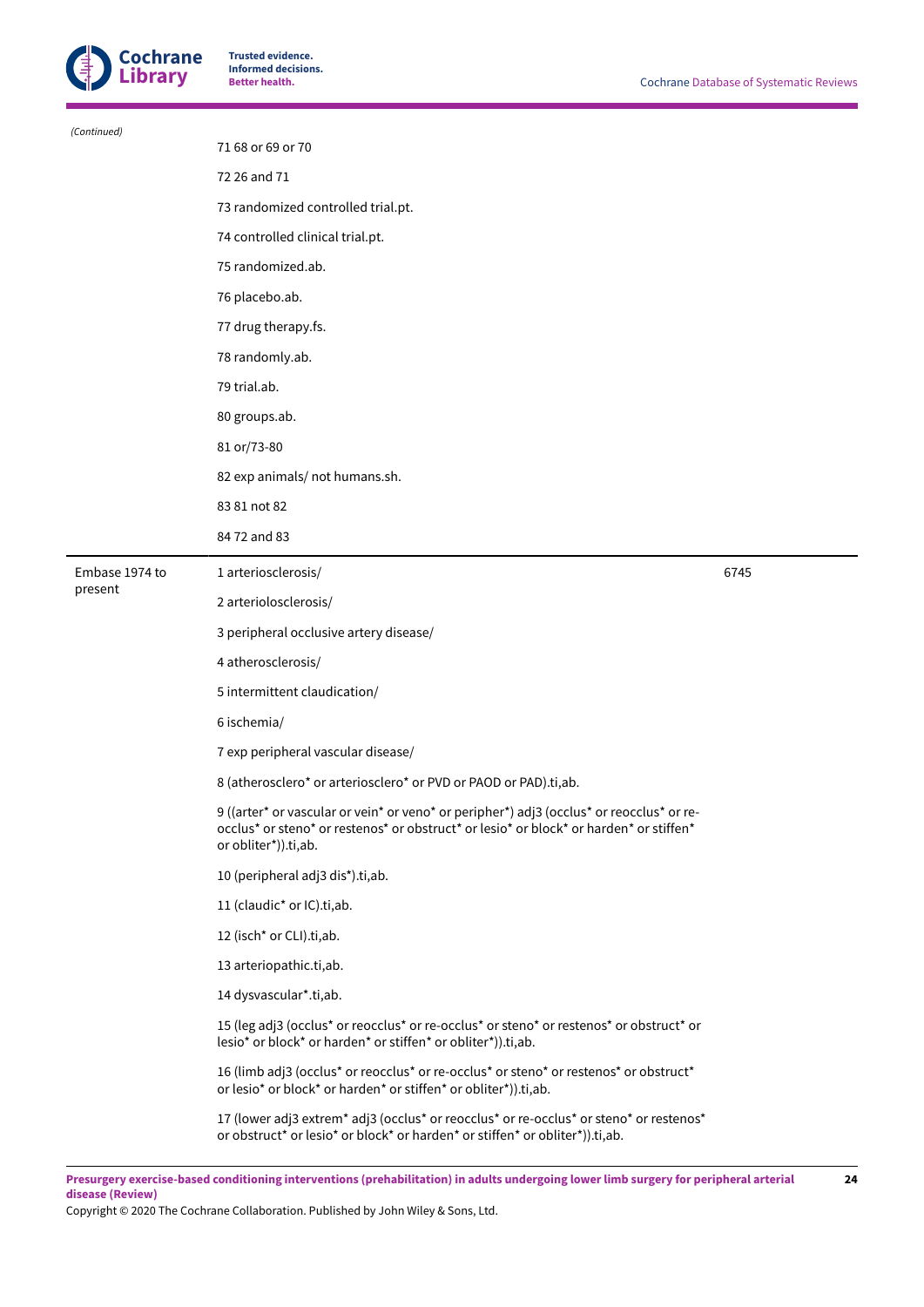*(Continued)*

| | | |
|---|---|---|
| | 71 68 or 69 or 70 | |
| | 72 26 and 71 | |
| | 73 randomized controlled trial.pt. | |
| | 74 controlled clinical trial.pt. | |
| | 75 randomized.ab. | |
| | 76 placebo.ab. | |
| | 77 drug therapy.fs. | |
| | 78 randomly.ab. | |
| | 79 trial.ab. | |
| | 80 groups.ab. | |
| | 81 or/73-80 | |
| | 82 exp animals/ not humans.sh. | |
| | 83 81 not 82 | |
| | 84 72 and 83 | |
| Embase 1974 to present | 1 arteriosclerosis/ | 6745 |
| | 2 arteriolosclerosis/ | |
| | 3 peripheral occlusive artery disease/ | |
| | 4 atherosclerosis/ | |
| | 5 intermittent claudication/ | |
| | 6 ischemia/ | |
| | 7 exp peripheral vascular disease/ | |
| | 8 (atherosclero* or arteriosclero* or PVD or PAOD or PAD).ti,ab. | |
| | 9 ((arter* or vascular or vein* or veno* or peripher*) adj3 (occlus* or reocclus* or re-occlus* or steno* or restenos* or obstruct* or lesio* or block* or harden* or stiffen* or obliter*)).ti,ab. | |
| | 10 (peripheral adj3 dis*).ti,ab. | |
| | 11 (claudic* or IC).ti,ab. | |
| | 12 (isch* or CLI).ti,ab. | |
| | 13 arteriopathic.ti,ab. | |
| | 14 dysvascular*.ti,ab. | |
| | 15 (leg adj3 (occlus* or reocclus* or re-occlus* or steno* or restenos* or obstruct* or lesio* or block* or harden* or stiffen* or obliter*)).ti,ab. | |
| | 16 (limb adj3 (occlus* or reocclus* or re-occlus* or steno* or restenos* or obstruct* or lesio* or block* or harden* or stiffen* or obliter*)).ti,ab. | |
| | 17 (lower adj3 extrem* adj3 (occlus* or reocclus* or re-occlus* or steno* or restenos* or obstruct* or lesio* or block* or harden* or stiffen* or obliter*)).ti,ab. | |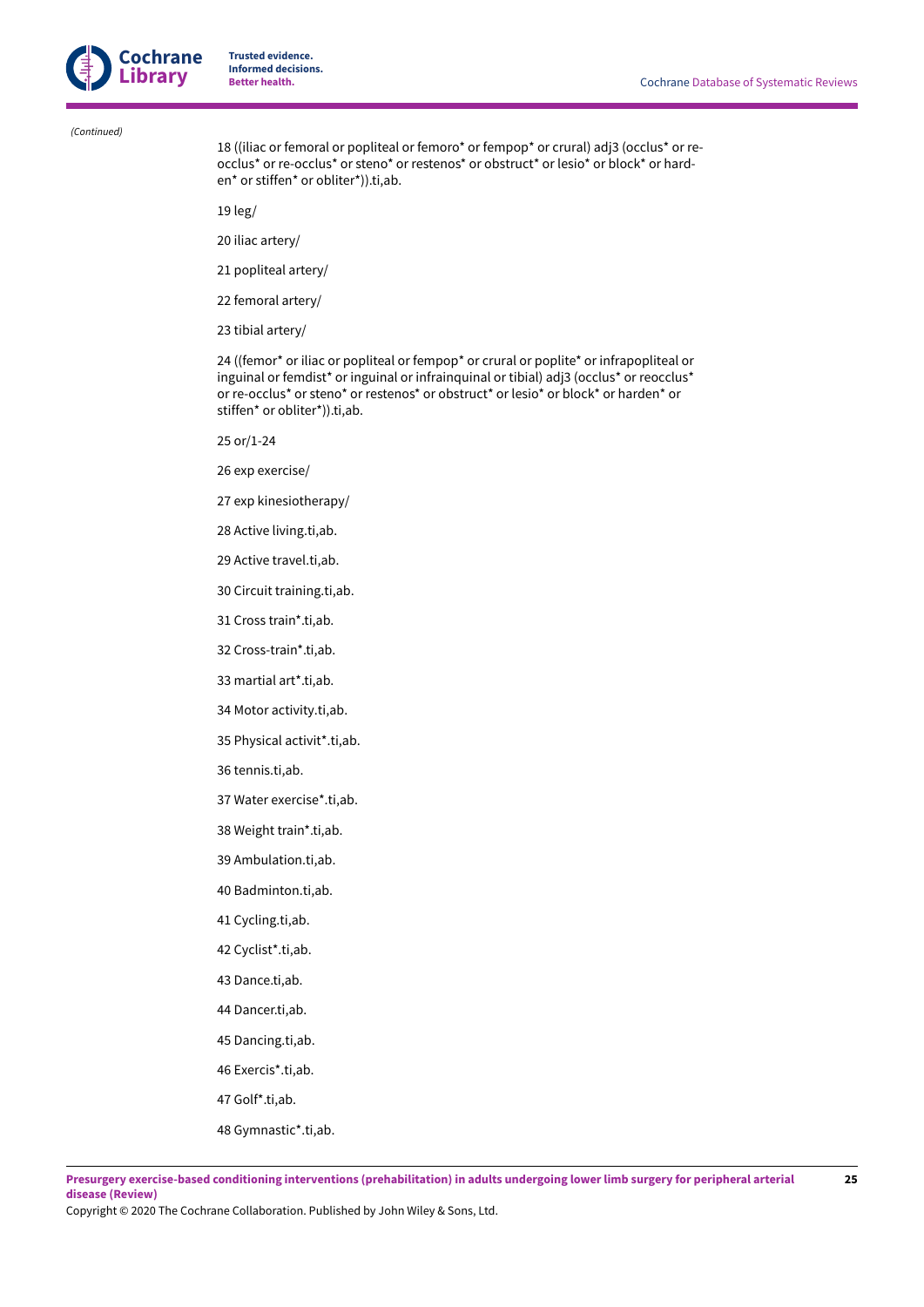*(Continued)*

18 ((iliac or femoral or popliteal or femoro* or fempop* or crural) adj3 (occlus* or re-occlus* or re-occlus* or steno* or restenos* or obstruct* or lesio* or block* or harden* or stiffen* or obliter*)).ti,ab.

19 leg/

20 iliac artery/

21 popliteal artery/

22 femoral artery/

23 tibial artery/

24 ((femor* or iliac or popliteal or fempop* or crural or poplite* or infrapopliteal or inguinal or femdist* or inguinal or infrainquinal or tibial) adj3 (occlus* or reocclus* or re-occlus* or steno* or restenos* or obstruct* or lesio* or block* or harden* or stiffen* or obliter*)).ti,ab.

25 or/1-24

26 exp exercise/

27 exp kinesiotherapy/

28 Active living.ti,ab.

29 Active travel.ti,ab.

30 Circuit training.ti,ab.

31 Cross train*.ti,ab.

32 Cross-train*.ti,ab.

33 martial art*.ti,ab.

34 Motor activity.ti,ab.

35 Physical activit*.ti,ab.

36 tennis.ti,ab.

37 Water exercise*.ti,ab.

38 Weight train*.ti,ab.

39 Ambulation.ti,ab.

40 Badminton.ti,ab.

41 Cycling.ti,ab.

42 Cyclist*.ti,ab.

43 Dance.ti,ab.

44 Dancer.ti,ab.

45 Dancing.ti,ab.

46 Exercis*.ti,ab.

47 Golf*.ti,ab.

48 Gymnastic*.ti,ab.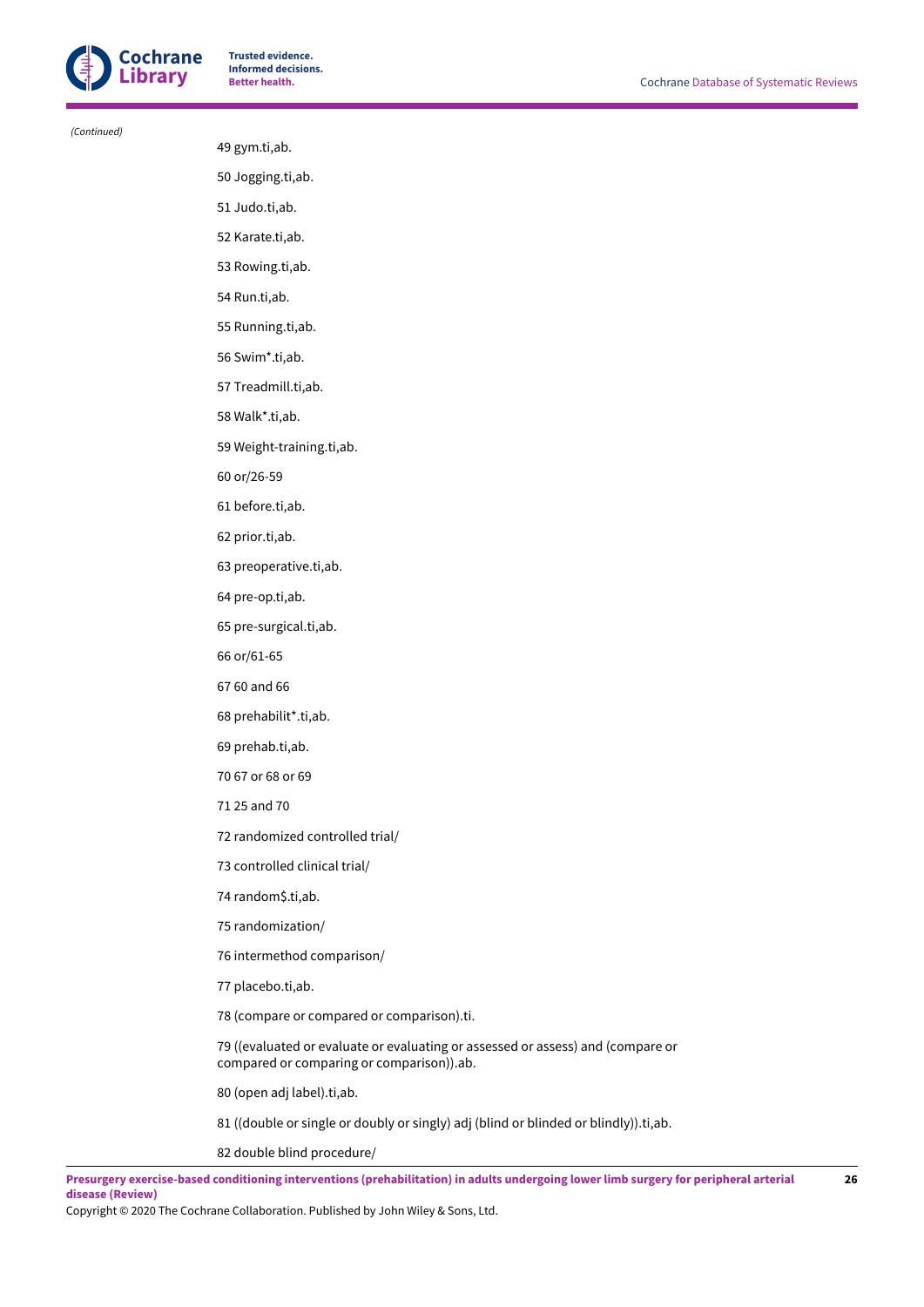*(Continued)*

49 gym.ti,ab.

50 Jogging.ti,ab.

51 Judo.ti,ab.

52 Karate.ti,ab.

53 Rowing.ti,ab.

54 Run.ti,ab.

55 Running.ti,ab.

56 Swim*.ti,ab.

57 Treadmill.ti,ab.

58 Walk*.ti,ab.

59 Weight-training.ti,ab.

60 or/26-59

61 before.ti,ab.

62 prior.ti,ab.

63 preoperative.ti,ab.

64 pre-op.ti,ab.

65 pre-surgical.ti,ab.

66 or/61-65

67 60 and 66

68 prehabilit*.ti,ab.

69 prehab.ti,ab.

70 67 or 68 or 69

71 25 and 70

72 randomized controlled trial/

73 controlled clinical trial/

74 random$.ti,ab.

75 randomization/

76 intermethod comparison/

77 placebo.ti,ab.

78 (compare or compared or comparison).ti.

79 ((evaluated or evaluate or evaluating or assessed or assess) and (compare or compared or comparing or comparison)).ab.

80 (open adj label).ti,ab.

81 ((double or single or doubly or singly) adj (blind or blinded or blindly)).ti,ab.

82 double blind procedure/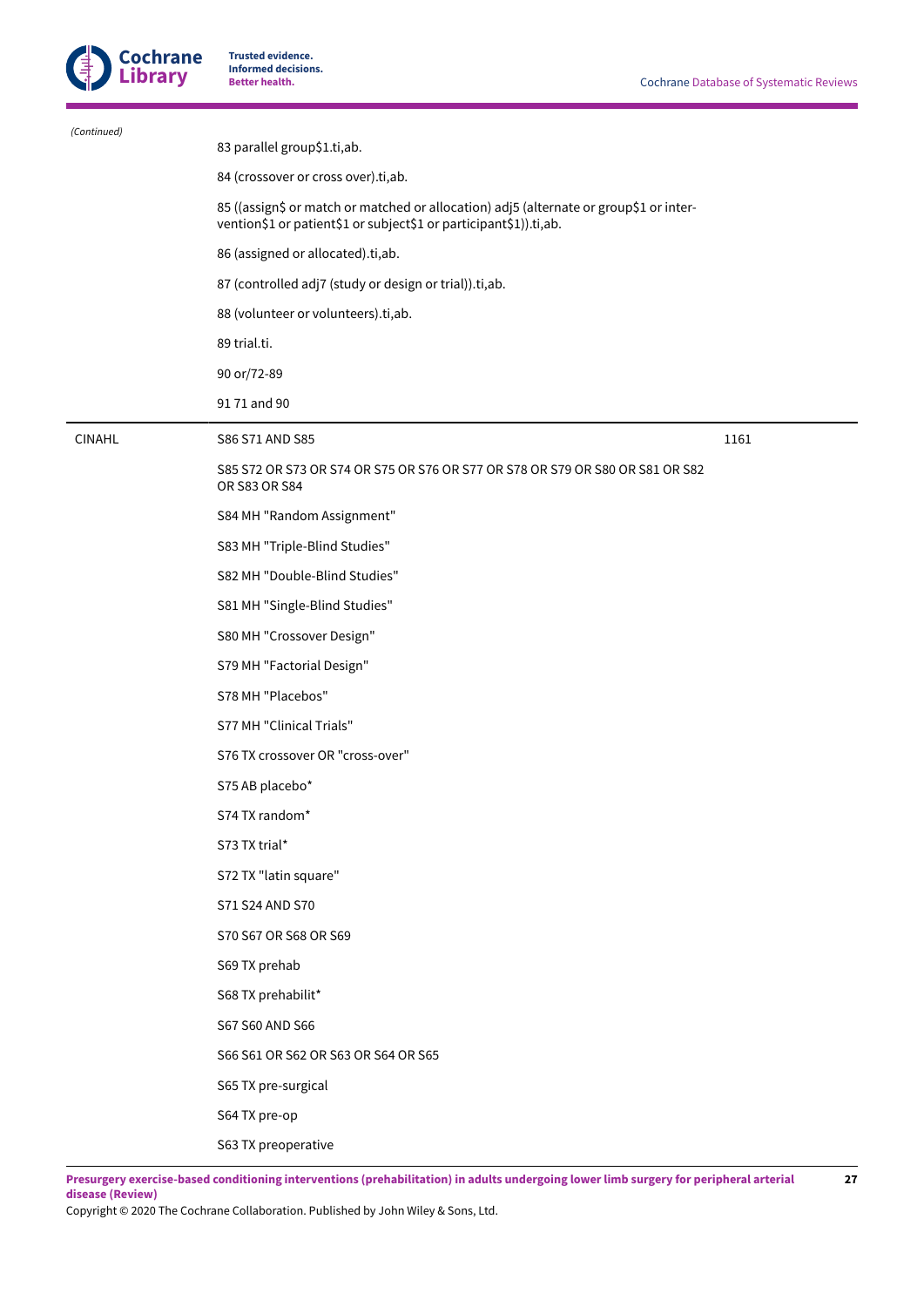*(Continued)*

| | | |
|---|---|---|
| | 83 parallel group$1.ti,ab. | |
| | 84 (crossover or cross over).ti,ab. | |
| | 85 ((assign$ or match or matched or allocation) adj5 (alternate or group$1 or intervention$1 or patient$1 or subject$1 or participant$1)).ti,ab. | |
| | 86 (assigned or allocated).ti,ab. | |
| | 87 (controlled adj7 (study or design or trial)).ti,ab. | |
| | 88 (volunteer or volunteers).ti,ab. | |
| | 89 trial.ti. | |
| | 90 or/72-89 | |
| | 91 71 and 90 | |
| CINAHL | S86 S71 AND S85 | 1161 |
| | S85 S72 OR S73 OR S74 OR S75 OR S76 OR S77 OR S78 OR S79 OR S80 OR S81 OR S82 OR S83 OR S84 | |
| | S84 MH "Random Assignment" | |
| | S83 MH "Triple-Blind Studies" | |
| | S82 MH "Double-Blind Studies" | |
| | S81 MH "Single-Blind Studies" | |
| | S80 MH "Crossover Design" | |
| | S79 MH "Factorial Design" | |
| | S78 MH "Placebos" | |
| | S77 MH "Clinical Trials" | |
| | S76 TX crossover OR "cross-over" | |
| | S75 AB placebo* | |
| | S74 TX random* | |
| | S73 TX trial* | |
| | S72 TX "latin square" | |
| | S71 S24 AND S70 | |
| | S70 S67 OR S68 OR S69 | |
| | S69 TX prehab | |
| | S68 TX prehabilit* | |
| | S67 S60 AND S66 | |
| | S66 S61 OR S62 OR S63 OR S64 OR S65 | |
| | S65 TX pre-surgical | |
| | S64 TX pre-op | |
| | S63 TX preoperative | |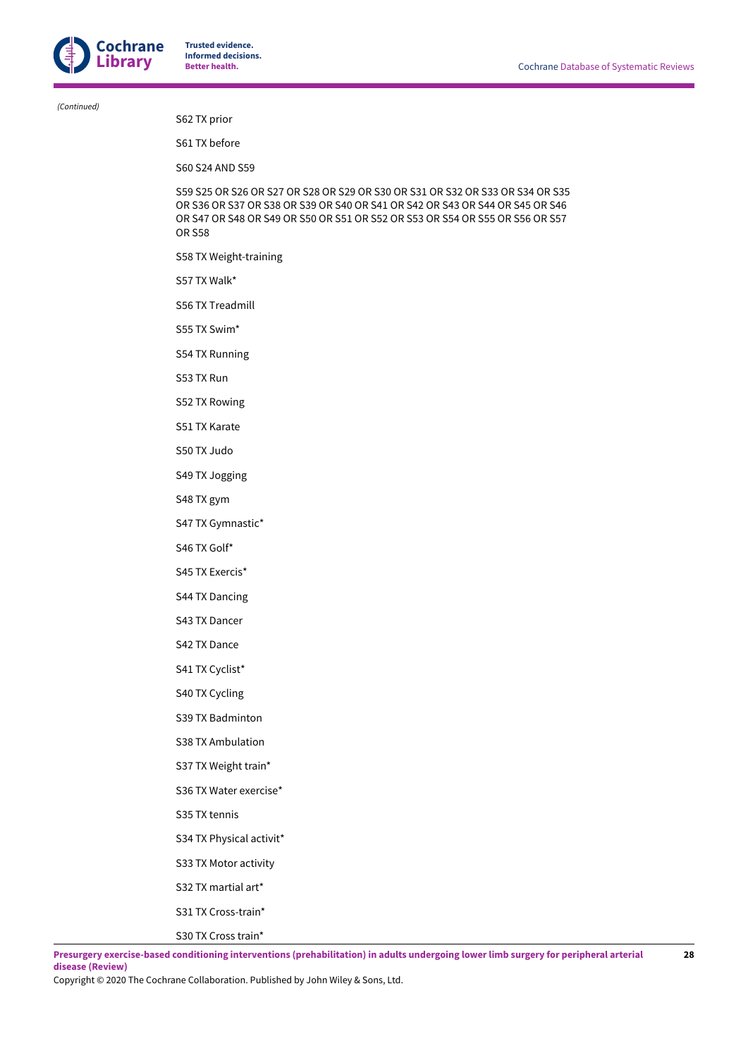*(Continued)*

S62 TX prior

S61 TX before

S60 S24 AND S59

S59 S25 OR S26 OR S27 OR S28 OR S29 OR S30 OR S31 OR S32 OR S33 OR S34 OR S35 OR S36 OR S37 OR S38 OR S39 OR S40 OR S41 OR S42 OR S43 OR S44 OR S45 OR S46 OR S47 OR S48 OR S49 OR S50 OR S51 OR S52 OR S53 OR S54 OR S55 OR S56 OR S57 OR S58

S58 TX Weight-training

S57 TX Walk*

S56 TX Treadmill

S55 TX Swim*

S54 TX Running

S53 TX Run

S52 TX Rowing

S51 TX Karate

S50 TX Judo

S49 TX Jogging

S48 TX gym

S47 TX Gymnastic*

S46 TX Golf*

S45 TX Exercis*

S44 TX Dancing

S43 TX Dancer

S42 TX Dance

S41 TX Cyclist*

S40 TX Cycling

S39 TX Badminton

S38 TX Ambulation

S37 TX Weight train*

S36 TX Water exercise*

S35 TX tennis

S34 TX Physical activit*

S33 TX Motor activity

S32 TX martial art*

S31 TX Cross-train*

S30 TX Cross train*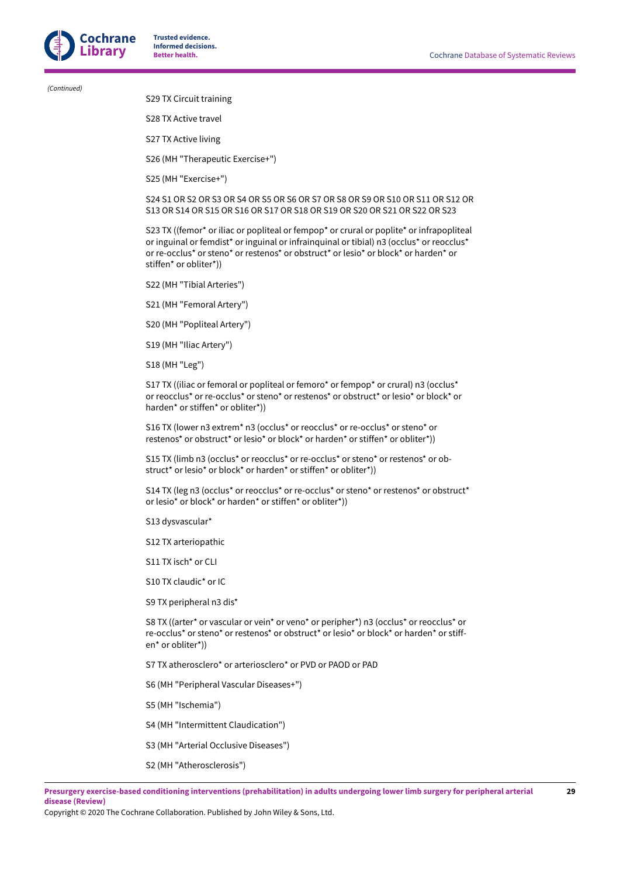*(Continued)*

S29 TX Circuit training

S28 TX Active travel

S27 TX Active living

S26 (MH "Therapeutic Exercise+")

S25 (MH "Exercise+")

S24 S1 OR S2 OR S3 OR S4 OR S5 OR S6 OR S7 OR S8 OR S9 OR S10 OR S11 OR S12 OR S13 OR S14 OR S15 OR S16 OR S17 OR S18 OR S19 OR S20 OR S21 OR S22 OR S23

S23 TX ((femor* or iliac or popliteal or fempop* or crural or poplite* or infrapopliteal or inguinal or femdist* or inguinal or infrainquinal or tibial) n3 (occlus* or reocclus* or re-occlus* or steno* or restenos* or obstruct* or lesio* or block* or harden* or stiffen* or obliter*))

S22 (MH "Tibial Arteries")

S21 (MH "Femoral Artery")

S20 (MH "Popliteal Artery")

S19 (MH "Iliac Artery")

S18 (MH "Leg")

S17 TX ((iliac or femoral or popliteal or femoro* or fempop* or crural) n3 (occlus* or reocclus* or re-occlus* or steno* or restenos* or obstruct* or lesio* or block* or harden* or stiffen* or obliter*))

S16 TX (lower n3 extrem* n3 (occlus* or reocclus* or re-occlus* or steno* or restenos* or obstruct* or lesio* or block* or harden* or stiffen* or obliter*))

S15 TX (limb n3 (occlus* or reocclus* or re-occlus* or steno* or restenos* or obstruct* or lesio* or block* or harden* or stiffen* or obliter*))

S14 TX (leg n3 (occlus* or reocclus* or re-occlus* or steno* or restenos* or obstruct* or lesio* or block* or harden* or stiffen* or obliter*))

S13 dysvascular*

S12 TX arteriopathic

S11 TX isch* or CLI

S10 TX claudic* or IC

S9 TX peripheral n3 dis*

S8 TX ((arter* or vascular or vein* or veno* or peripher*) n3 (occlus* or reocclus* or re-occlus* or steno* or restenos* or obstruct* or lesio* or block* or harden* or stiffen* or obliter*))

S7 TX atherosclero* or arteriosclero* or PVD or PAOD or PAD

S6 (MH "Peripheral Vascular Diseases+")

S5 (MH "Ischemia")

S4 (MH "Intermittent Claudication")

S3 (MH "Arterial Occlusive Diseases")

S2 (MH "Atherosclerosis")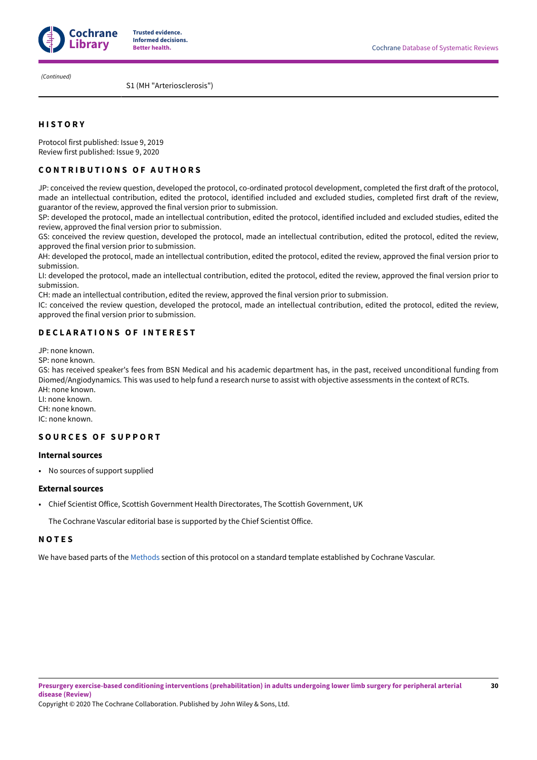*(Continued)*

S1 (MH "Arteriosclerosis")

## HISTORY

Protocol first published: Issue 9, 2019
Review first published: Issue 9, 2020

## CONTRIBUTIONS OF AUTHORS

JP: conceived the review question, developed the protocol, co-ordinated protocol development, completed the first draft of the protocol, made an intellectual contribution, edited the protocol, identified included and excluded studies, completed first draft of the review, guarantor of the review, approved the final version prior to submission.
SP: developed the protocol, made an intellectual contribution, edited the protocol, identified included and excluded studies, edited the review, approved the final version prior to submission.
GS: conceived the review question, developed the protocol, made an intellectual contribution, edited the protocol, edited the review, approved the final version prior to submission.
AH: developed the protocol, made an intellectual contribution, edited the protocol, edited the review, approved the final version prior to submission.
LI: developed the protocol, made an intellectual contribution, edited the protocol, edited the review, approved the final version prior to submission.
CH: made an intellectual contribution, edited the review, approved the final version prior to submission.
IC: conceived the review question, developed the protocol, made an intellectual contribution, edited the protocol, edited the review, approved the final version prior to submission.

## DECLARATIONS OF INTEREST

JP: none known.
SP: none known.
GS: has received speaker's fees from BSN Medical and his academic department has, in the past, received unconditional funding from Diomed/Angiodynamics. This was used to help fund a research nurse to assist with objective assessments in the context of RCTs.
AH: none known.
LI: none known.
CH: none known.
IC: none known.

## SOURCES OF SUPPORT

### Internal sources

- No sources of support supplied

### External sources

- Chief Scientist Office, Scottish Government Health Directorates, The Scottish Government, UK

  The Cochrane Vascular editorial base is supported by the Chief Scientist Office.

## NOTES

We have based parts of the Methods section of this protocol on a standard template established by Cochrane Vascular.